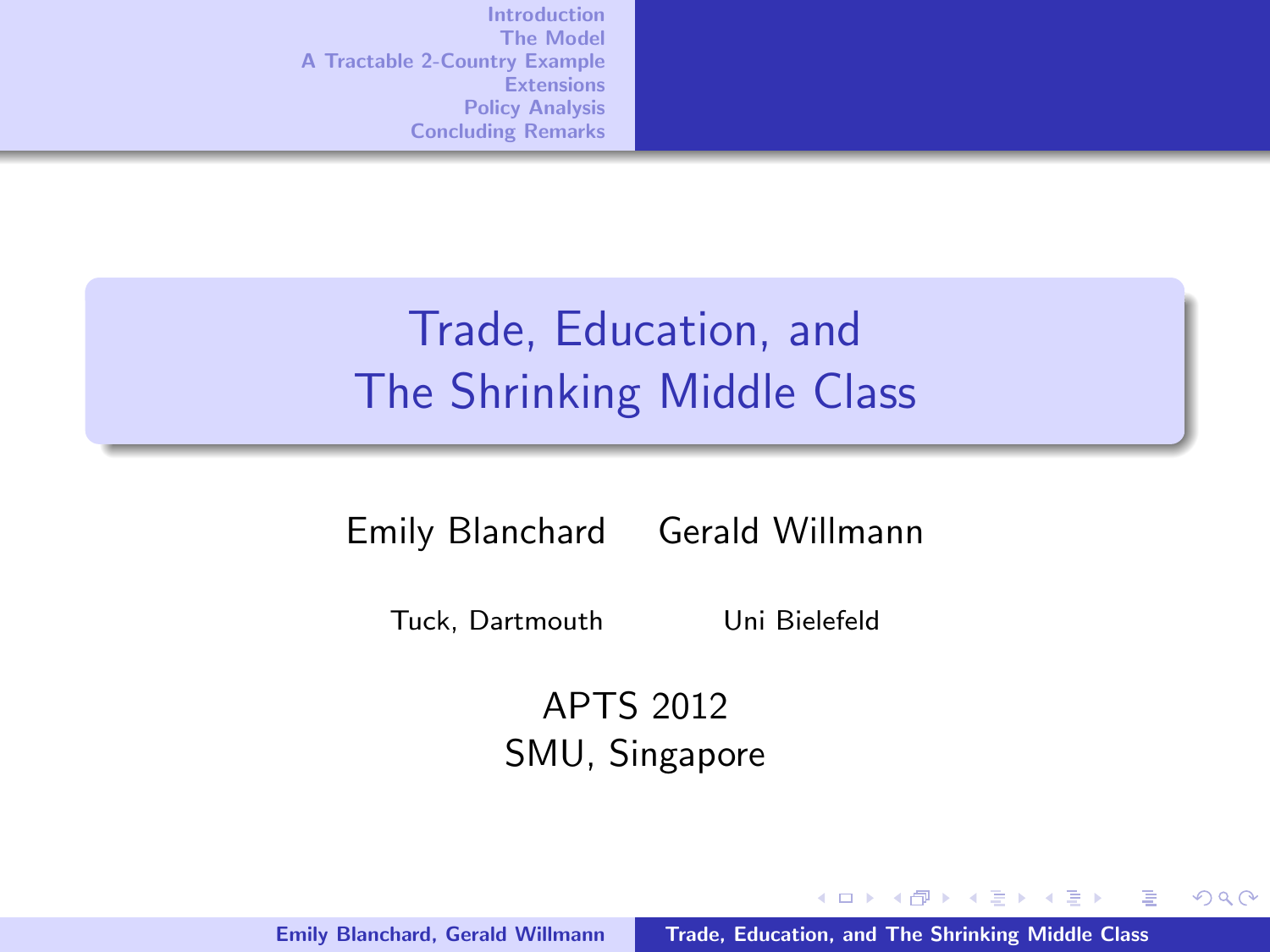# Trade, Education, and The Shrinking Middle Class

Emily Blanchard Gerald Willmann

Tuck, Dartmouth Uni Bielefeld

APTS 2012
SMU, Singapore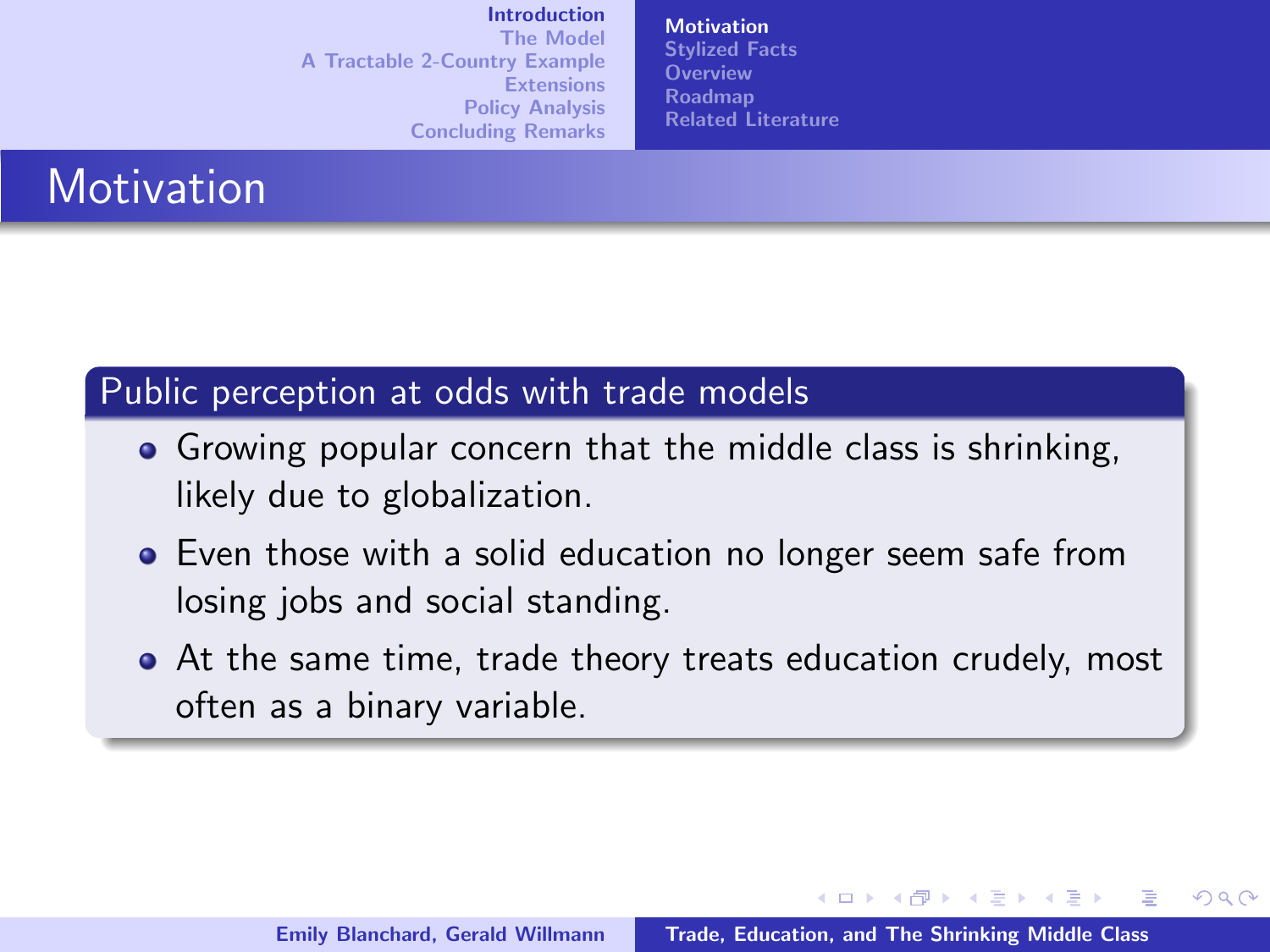# Motivation

## Public perception at odds with trade models

- Growing popular concern that the middle class is shrinking, likely due to globalization.
- Even those with a solid education no longer seem safe from losing jobs and social standing.
- At the same time, trade theory treats education crudely, most often as a binary variable.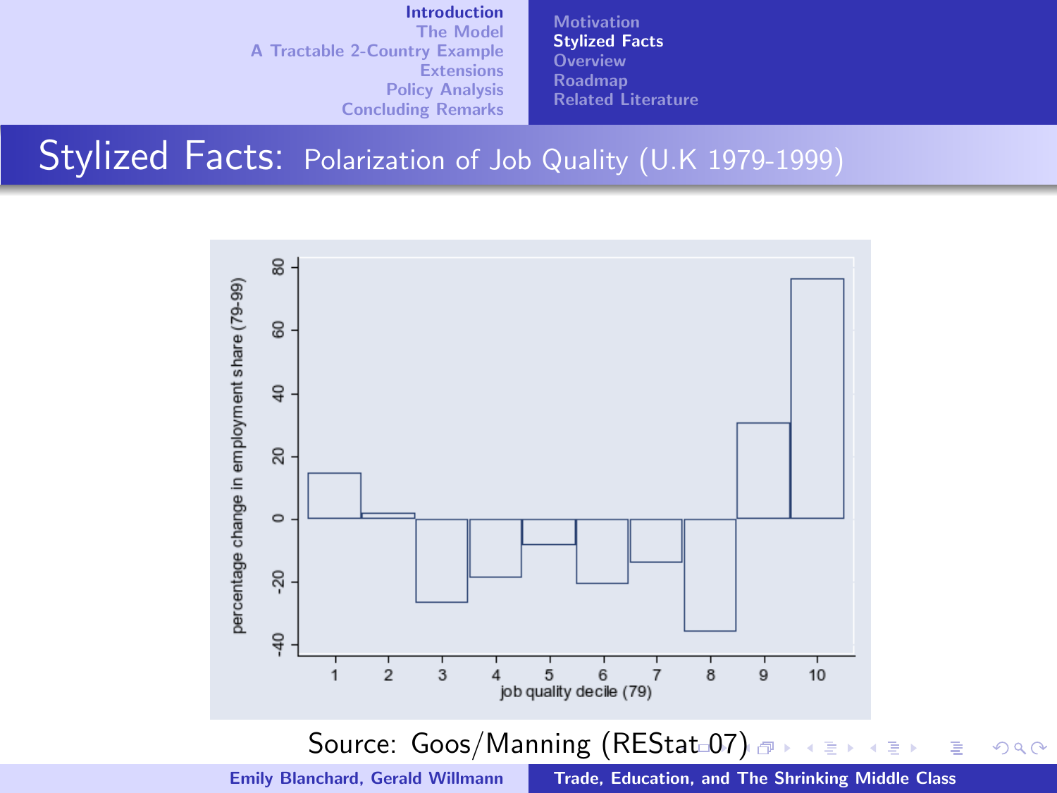# Stylized Facts: Polarization of Job Quality (U.K 1979-1999)

percentage change in employment share (79-99)

80
60
40
20
0
-20
-40

1 2 3 4 5 6 7 8 9 10

job quality decile (79)

Source: Goos/Manning (REStat 07)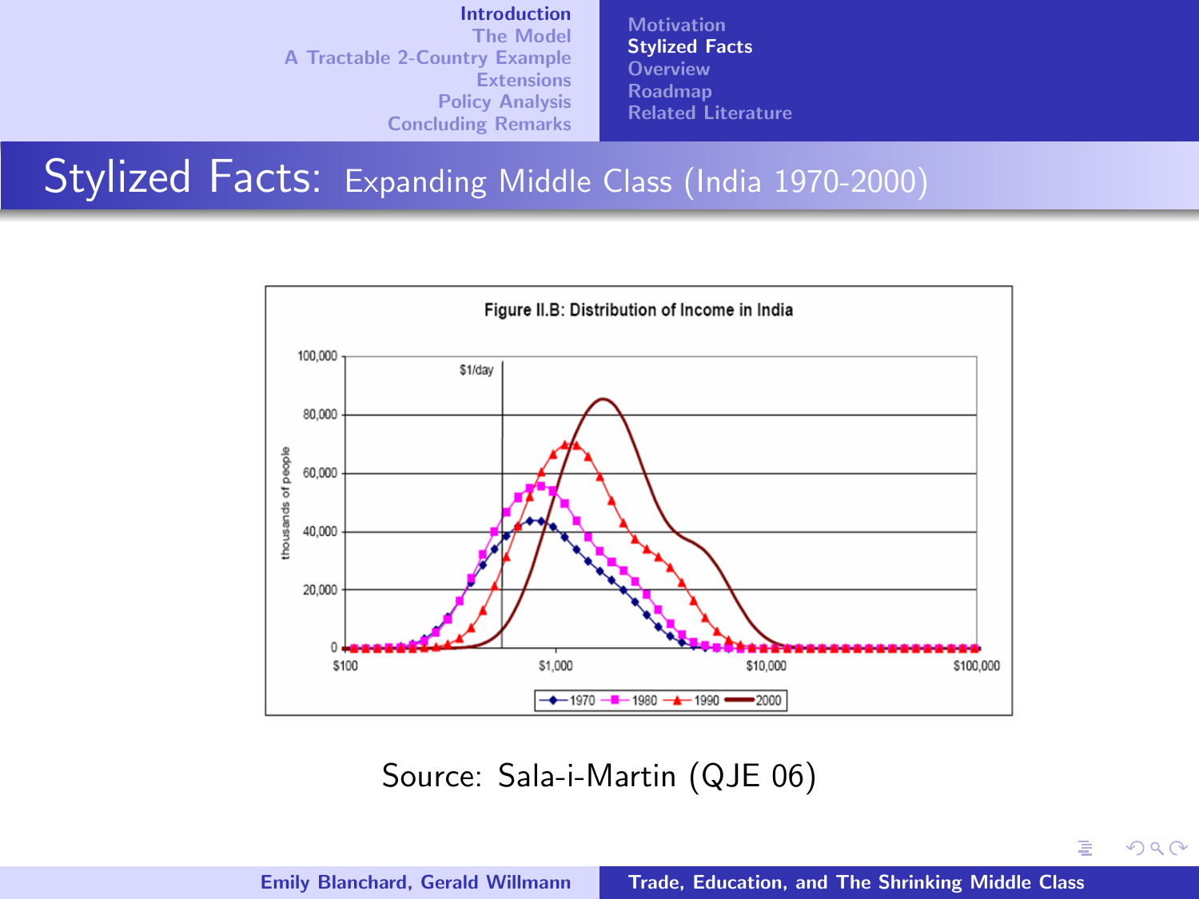# Stylized Facts: Expanding Middle Class (India 1970-2000)

Figure II.B: Distribution of Income in India

100,000
80,000
60,000
40,000
20,000
0

thousands of people

$1/day

$100
$1,000
$10,000
$100,000

1970
1980
1990
2000

Source: Sala-i-Martin (QJE 06)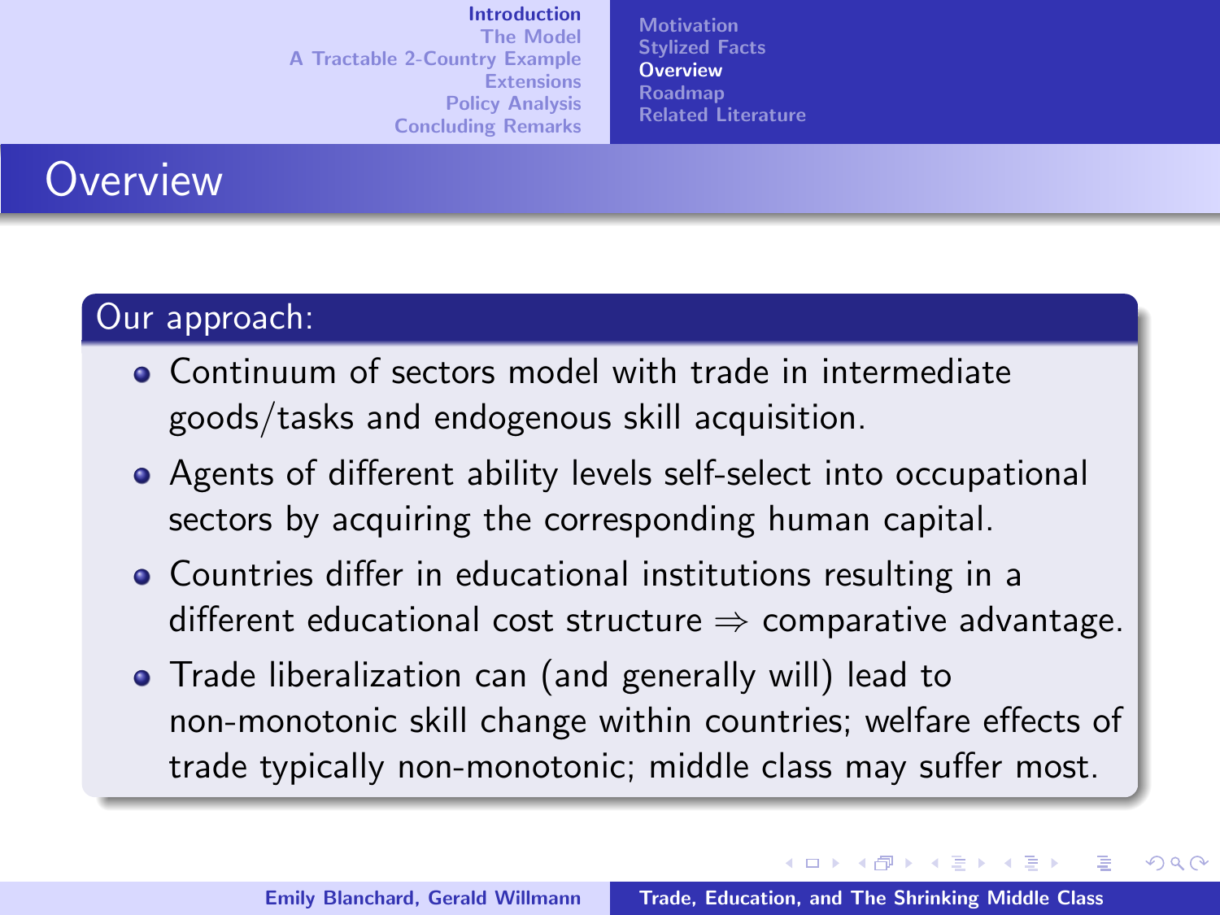# Overview

## Our approach:

- Continuum of sectors model with trade in intermediate goods/tasks and endogenous skill acquisition.
- Agents of different ability levels self-select into occupational sectors by acquiring the corresponding human capital.
- Countries differ in educational institutions resulting in a different educational cost structure $\Rightarrow$ comparative advantage.
- Trade liberalization can (and generally will) lead to non-monotonic skill change within countries; welfare effects of trade typically non-monotonic; middle class may suffer most.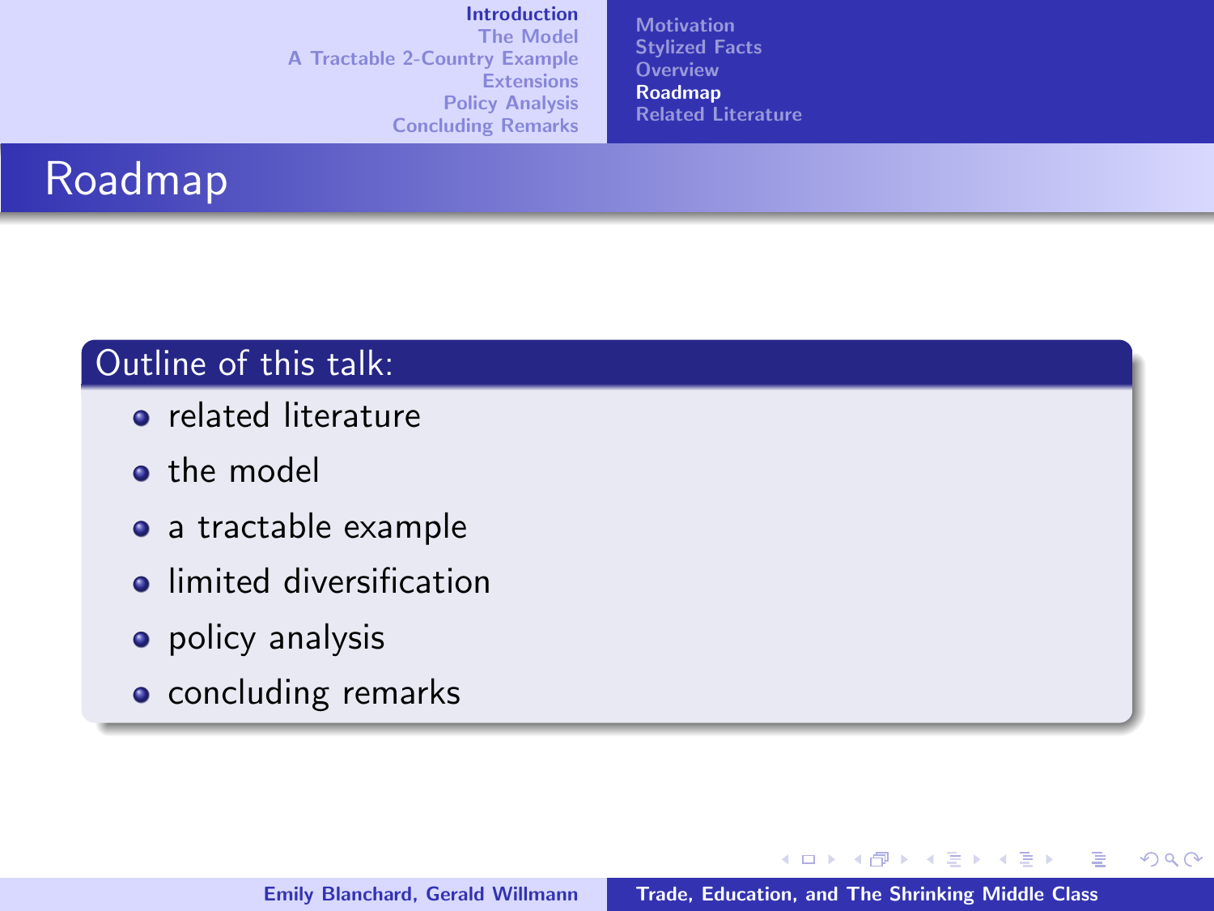# Roadmap

**Outline of this talk:**

- related literature
- the model
- a tractable example
- limited diversification
- policy analysis
- concluding remarks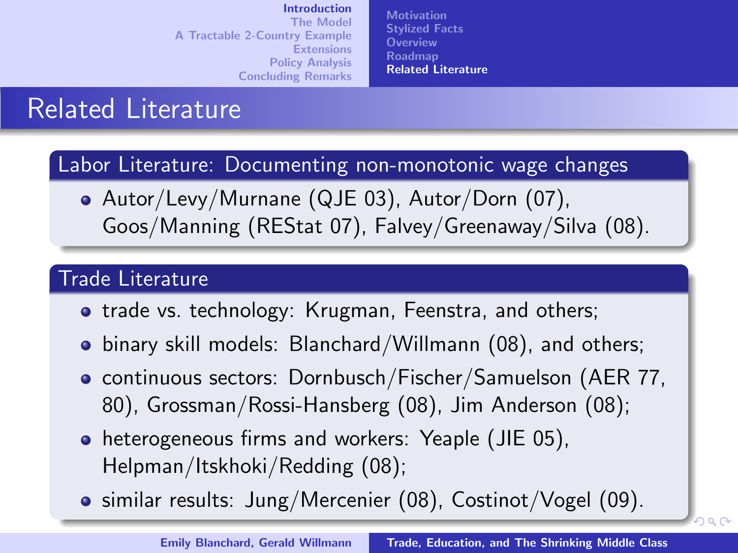# Related Literature

## Labor Literature: Documenting non-monotonic wage changes

- Autor/Levy/Murnane (QJE 03), Autor/Dorn (07), Goos/Manning (REStat 07), Falvey/Greenaway/Silva (08).

## Trade Literature

- trade vs. technology: Krugman, Feenstra, and others;
- binary skill models: Blanchard/Willmann (08), and others;
- continuous sectors: Dornbusch/Fischer/Samuelson (AER 77, 80), Grossman/Rossi-Hansberg (08), Jim Anderson (08);
- heterogeneous firms and workers: Yeaple (JIE 05), Helpman/Itskhoki/Redding (08);
- similar results: Jung/Mercenier (08), Costinot/Vogel (09).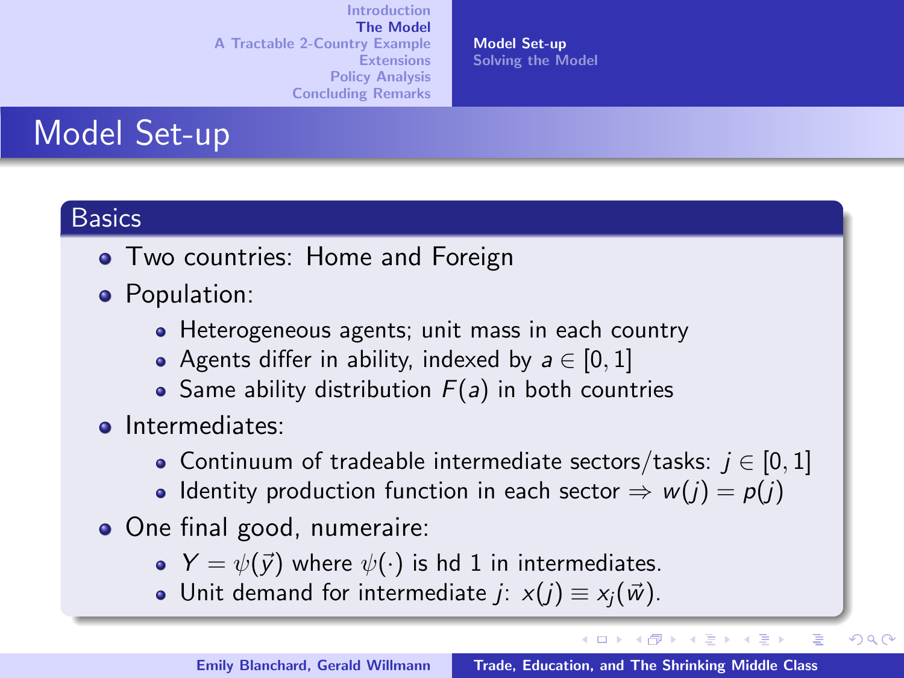# Model Set-up

## Basics

- Two countries: Home and Foreign
- Population:
  - Heterogeneous agents; unit mass in each country
  - Agents differ in ability, indexed by $a \in [0,1]$
  - Same ability distribution $F(a)$ in both countries
- Intermediates:
  - Continuum of tradeable intermediate sectors/tasks: $j \in [0,1]$
  - Identity production function in each sector $\Rightarrow w(j) = p(j)$
- One final good, numeraire:
  - $Y = \psi(\vec{y})$ where $\psi(\cdot)$ is hd 1 in intermediates.
  - Unit demand for intermediate $j$: $x(j) \equiv x_j(\vec{w})$.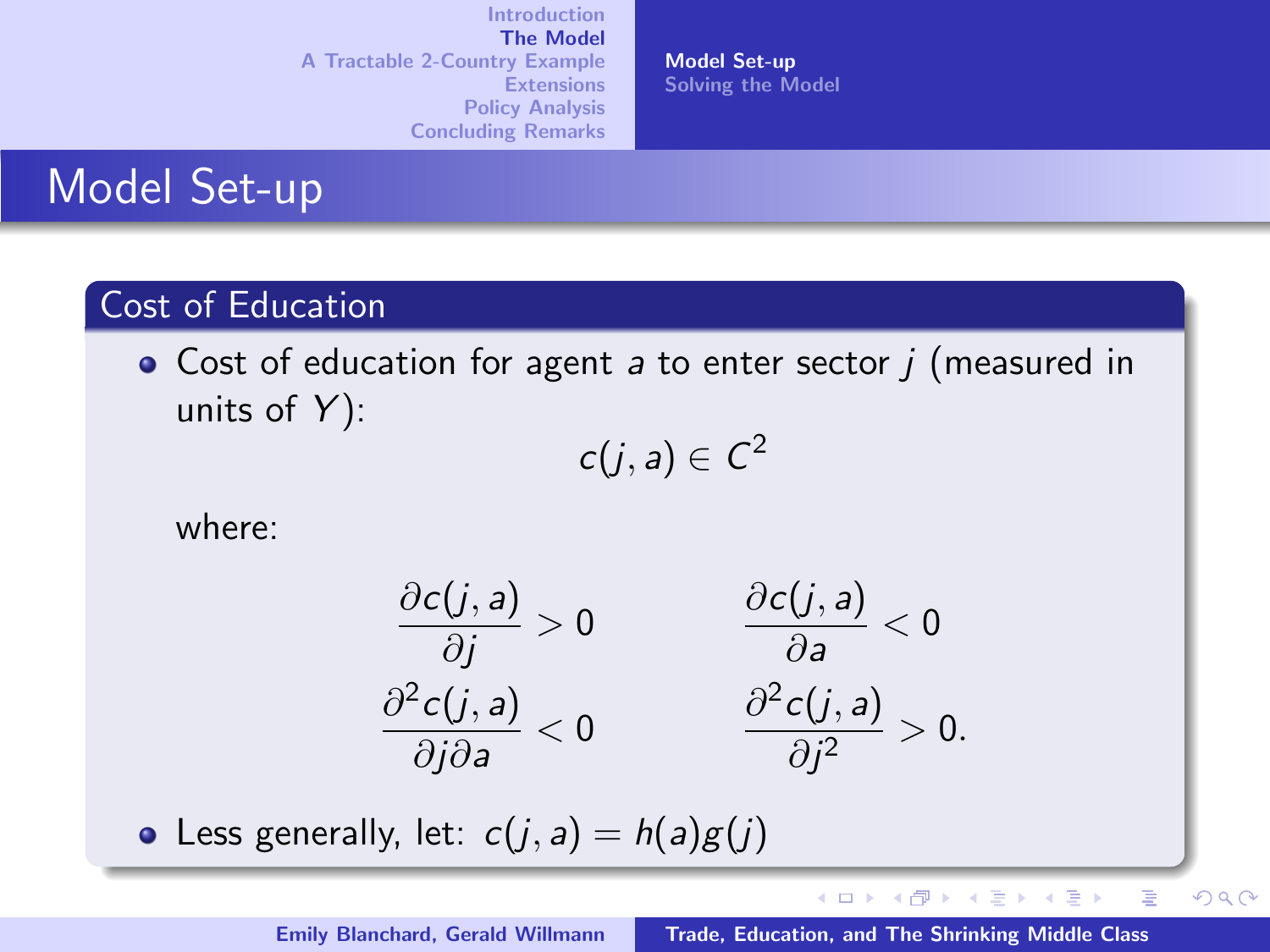# Model Set-up

## Cost of Education

- Cost of education for agent $a$ to enter sector $j$ (measured in units of $Y$):

$$c(j,a) \in C^2$$

where:

$$\frac{\partial c(j,a)}{\partial j} > 0 \qquad \frac{\partial c(j,a)}{\partial a} < 0$$

$$\frac{\partial^2 c(j,a)}{\partial j \partial a} < 0 \qquad \frac{\partial^2 c(j,a)}{\partial j^2} > 0.$$

- Less generally, let: $c(j,a) = h(a)g(j)$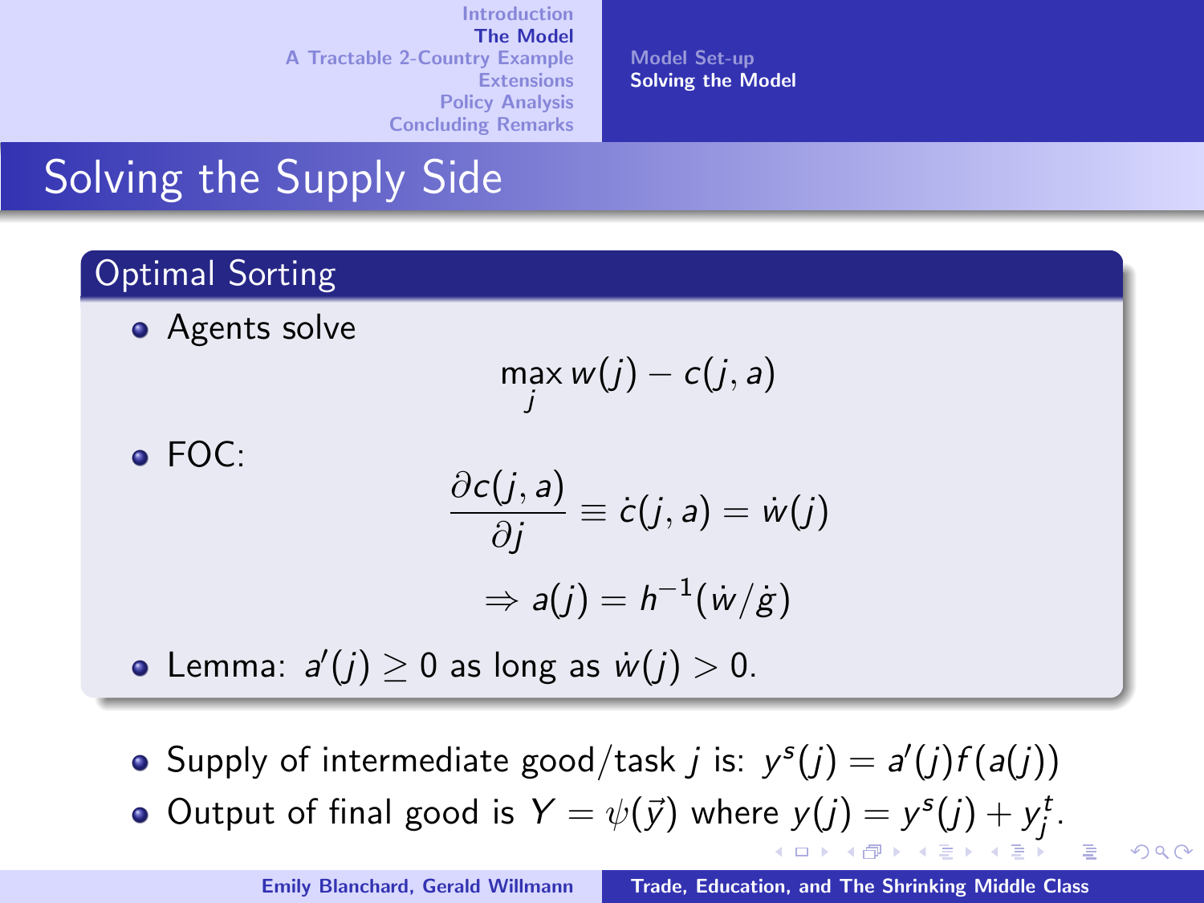# Solving the Supply Side

## Optimal Sorting

- Agents solve

$$\max_j w(j) - c(j,a)$$

- FOC:

$$\frac{\partial c(j,a)}{\partial j} \equiv \dot{c}(j,a) = \dot{w}(j)$$

$$\Rightarrow a(j) = h^{-1}(\dot{w}/\dot{g})$$

- Lemma: $a'(j) \geq 0$ as long as $\dot{w}(j) > 0$.

---

- Supply of intermediate good/task $j$ is: $y^s(j) = a'(j)f(a(j))$
- Output of final good is $Y = \psi(\vec{y})$ where $y(j) = y^s(j) + y^t_j$.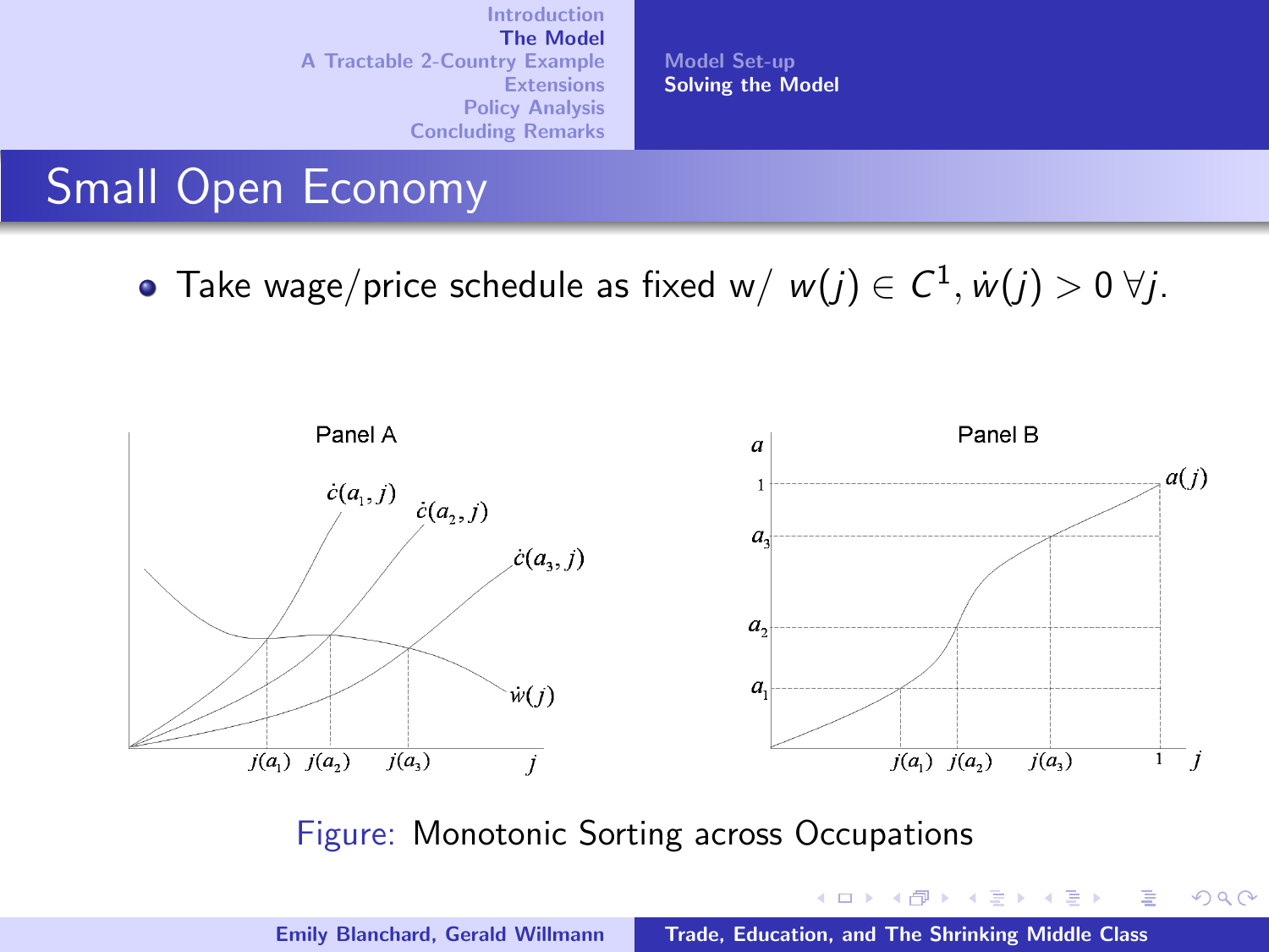## Small Open Economy

- Take wage/price schedule as fixed w/ $w(j) \in C^1, \dot{w}(j) > 0 \; \forall j$.

Figure: Monotonic Sorting across Occupations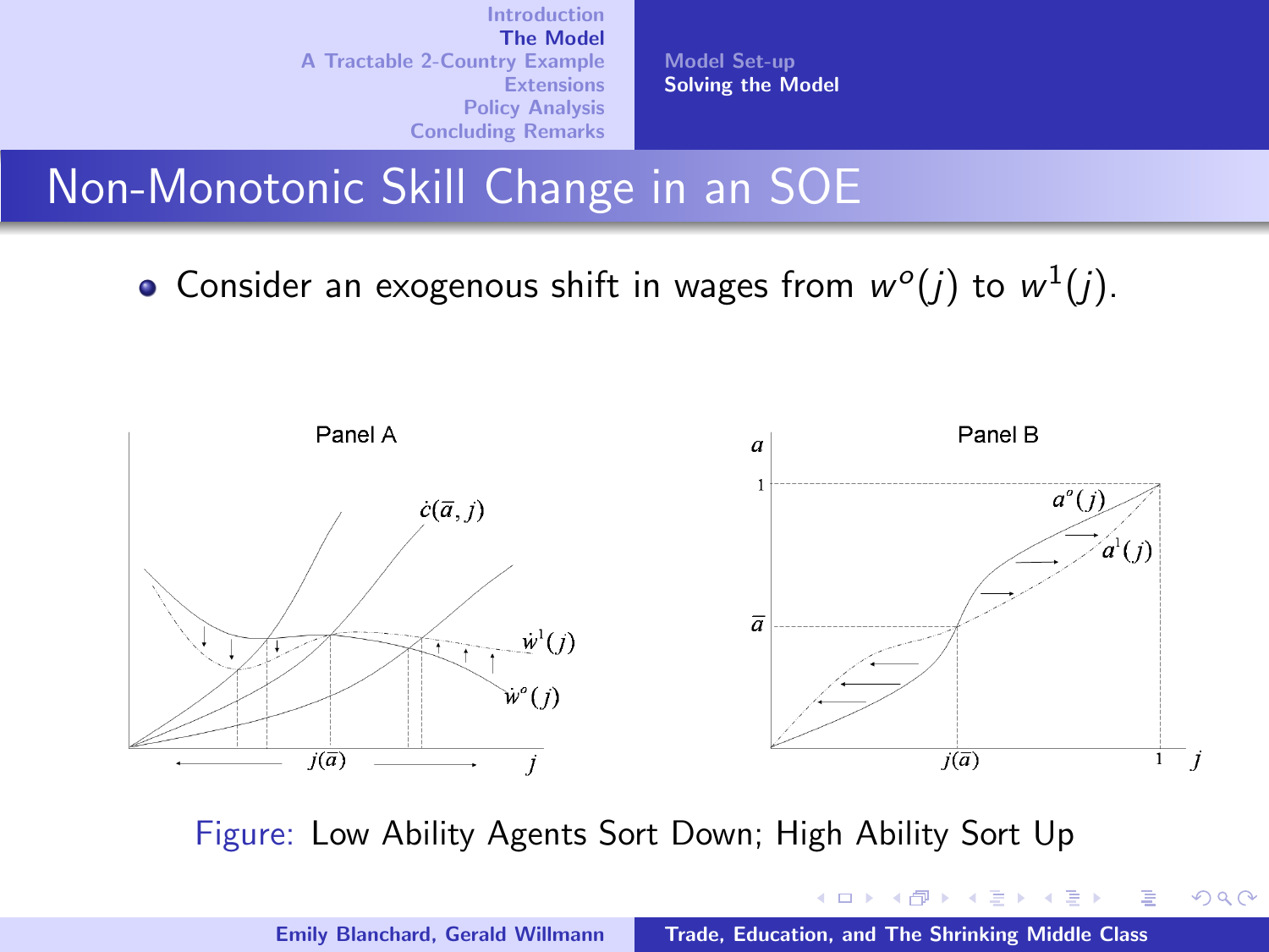# Non-Monotonic Skill Change in an SOE

- Consider an exogenous shift in wages from $w^o(j)$ to $w^1(j)$.

Panel A

$\dot{c}(\overline{a}, j)$

$\dot{w}^1(j)$

$\dot{w}^o(j)$

$j(\overline{a})$

$j$

Panel B

$a$

1

$a^o(j)$

$a^1(j)$

$\overline{a}$

$j(\overline{a})$

1

$j$

Figure: Low Ability Agents Sort Down; High Ability Sort Up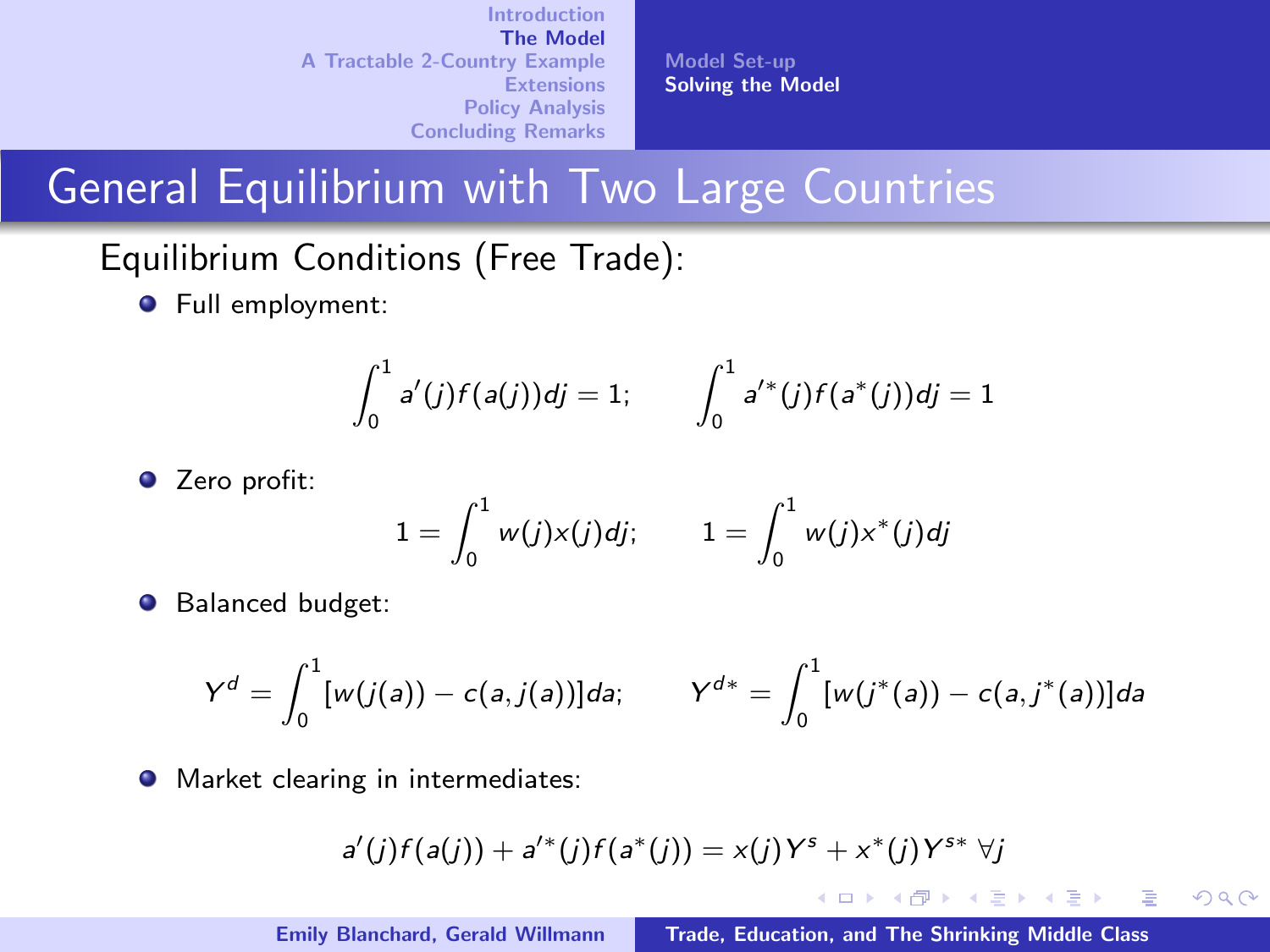## General Equilibrium with Two Large Countries

Equilibrium Conditions (Free Trade):

- Full employment:

$$\int_0^1 a'(j) f(a(j)) dj = 1; \qquad \int_0^1 a'^*(j) f(a^*(j)) dj = 1$$

- Zero profit:

$$1 = \int_0^1 w(j) x(j) dj; \qquad 1 = \int_0^1 w(j) x^*(j) dj$$

- Balanced budget:

$$Y^d = \int_0^1 [w(j(a)) - c(a, j(a))] da; \qquad Y^{d*} = \int_0^1 [w(j^*(a)) - c(a, j^*(a))] da$$

- Market clearing in intermediates:

$$a'(j) f(a(j)) + a'^*(j) f(a^*(j)) = x(j) Y^s + x^*(j) Y^{s*} \; \forall j$$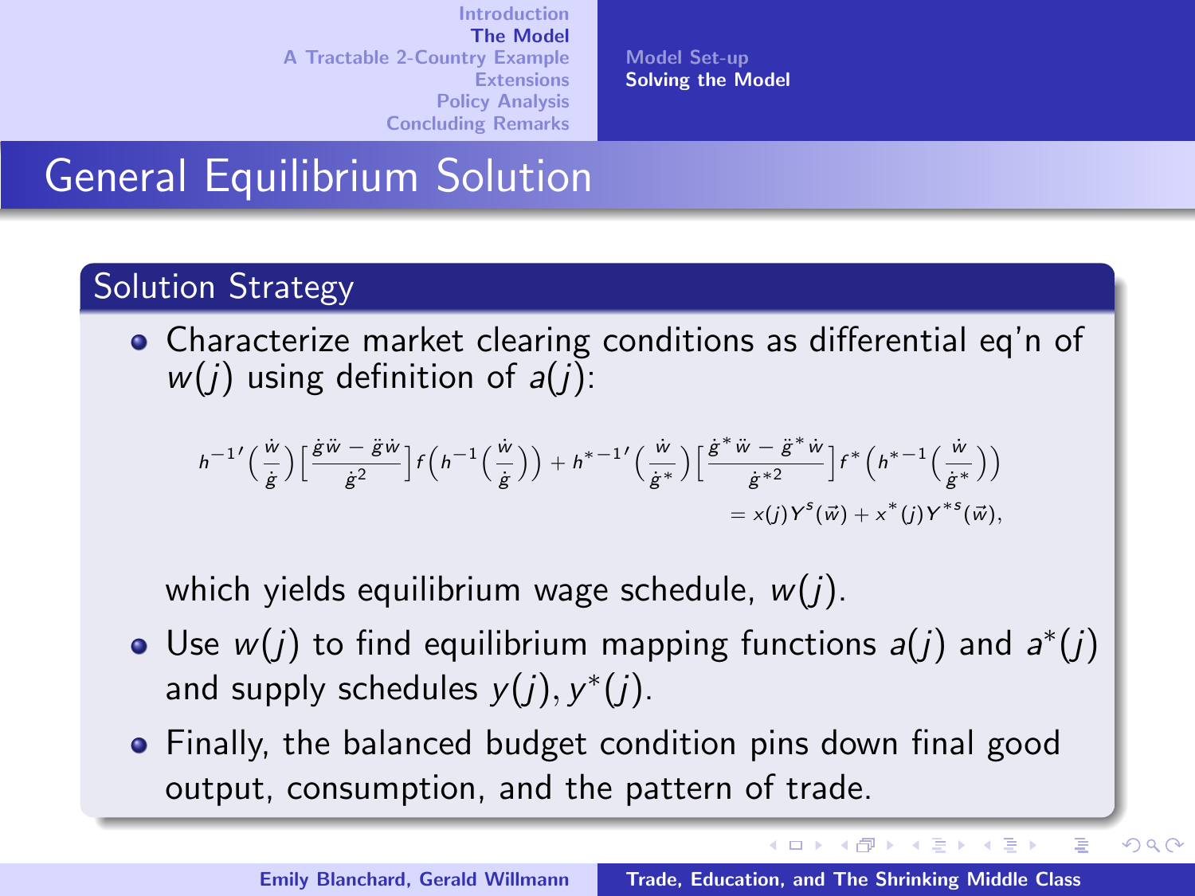# General Equilibrium Solution

## Solution Strategy

- Characterize market clearing conditions as differential eq'n of $w(j)$ using definition of $a(j)$:

$$h^{-1\prime}\Big(\frac{\dot{w}}{\dot{g}}\Big)\Big[\frac{\dot{g}\ddot{w}-\ddot{g}\dot{w}}{\dot{g}^2}\Big]f\Big(h^{-1}\Big(\frac{\dot{w}}{\dot{g}}\Big)\Big)+h^{*-1\prime}\Big(\frac{\dot{w}}{\dot{g}^*}\Big)\Big[\frac{\dot{g}^*\ddot{w}-\ddot{g}^*\dot{w}}{\dot{g}^{*2}}\Big]f^*\Big(h^{*-1}\Big(\frac{\dot{w}}{\dot{g}^*}\Big)\Big)$$
$$= x(j)Y^s(\vec{w}) + x^*(j)Y^{*s}(\vec{w}),$$

  which yields equilibrium wage schedule, $w(j)$.
- Use $w(j)$ to find equilibrium mapping functions $a(j)$ and $a^*(j)$ and supply schedules $y(j), y^*(j)$.
- Finally, the balanced budget condition pins down final good output, consumption, and the pattern of trade.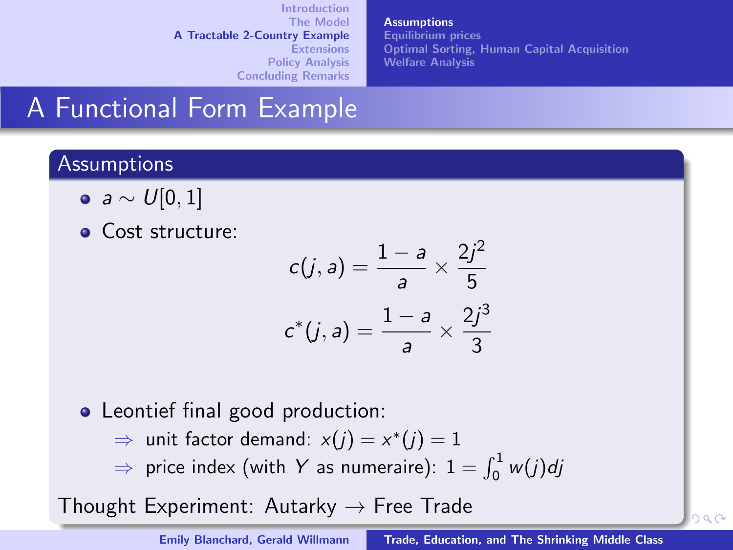# A Functional Form Example

## Assumptions

- $a \sim U[0,1]$
- Cost structure:

$$c(j,a) = \frac{1-a}{a} \times \frac{2j^2}{5}$$

$$c^*(j,a) = \frac{1-a}{a} \times \frac{2j^3}{3}$$

- Leontief final good production:
  - $\Rightarrow$ unit factor demand: $x(j) = x^*(j) = 1$
  - $\Rightarrow$ price index (with $Y$ as numeraire): $1 = \int_0^1 w(j)dj$

Thought Experiment: Autarky $\rightarrow$ Free Trade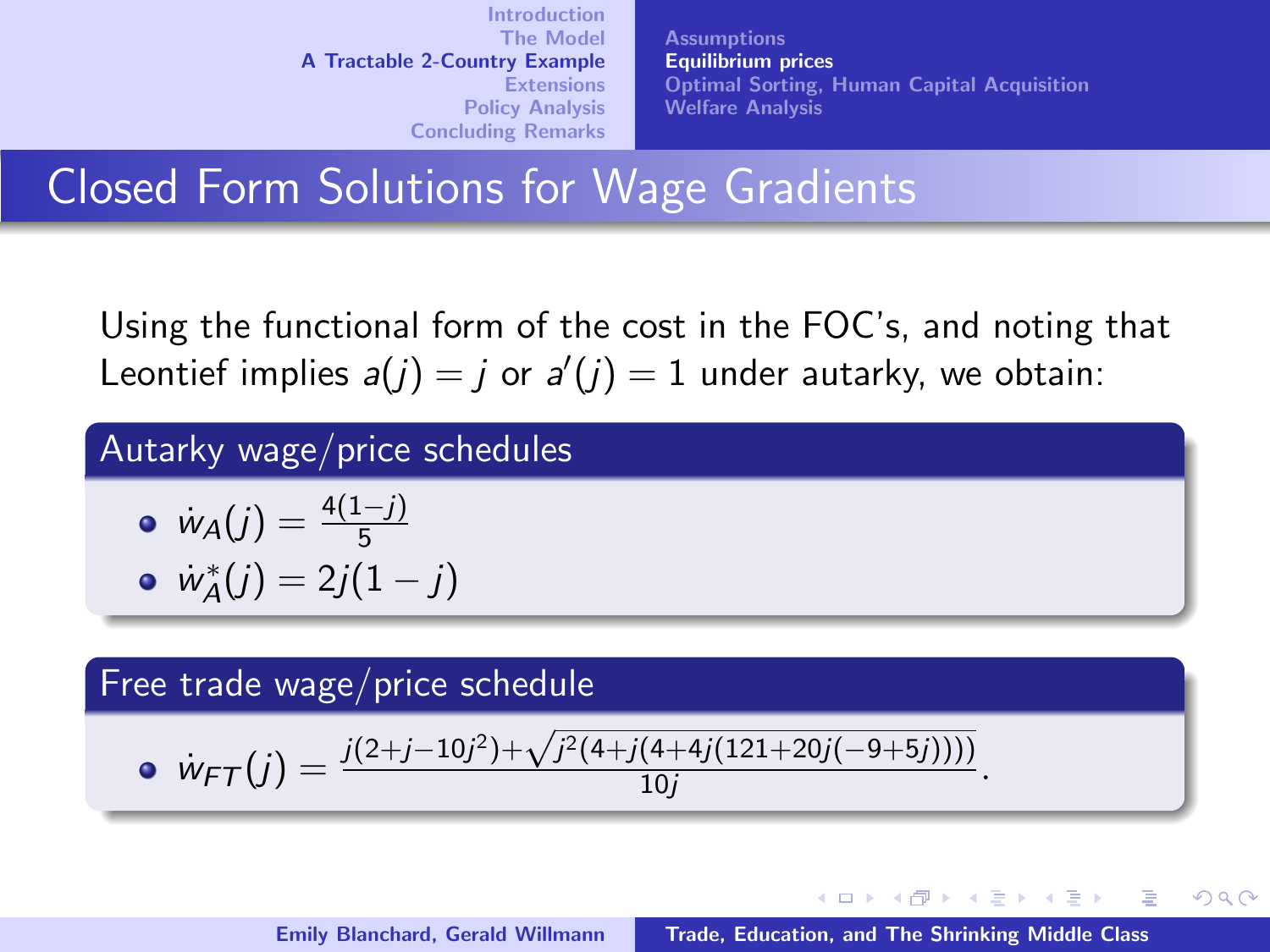# Closed Form Solutions for Wage Gradients

Using the functional form of the cost in the FOC's, and noting that Leontief implies $a(j) = j$ or $a'(j) = 1$ under autarky, we obtain:

### Autarky wage/price schedules

- $\dot{w}_A(j) = \frac{4(1-j)}{5}$
- $\dot{w}_A^*(j) = 2j(1-j)$

### Free trade wage/price schedule

- $\dot{w}_{FT}(j) = \frac{j(2+j-10j^2)+\sqrt{j^2(4+j(4+4j(121+20j(-9+5j))))}}{10j}$.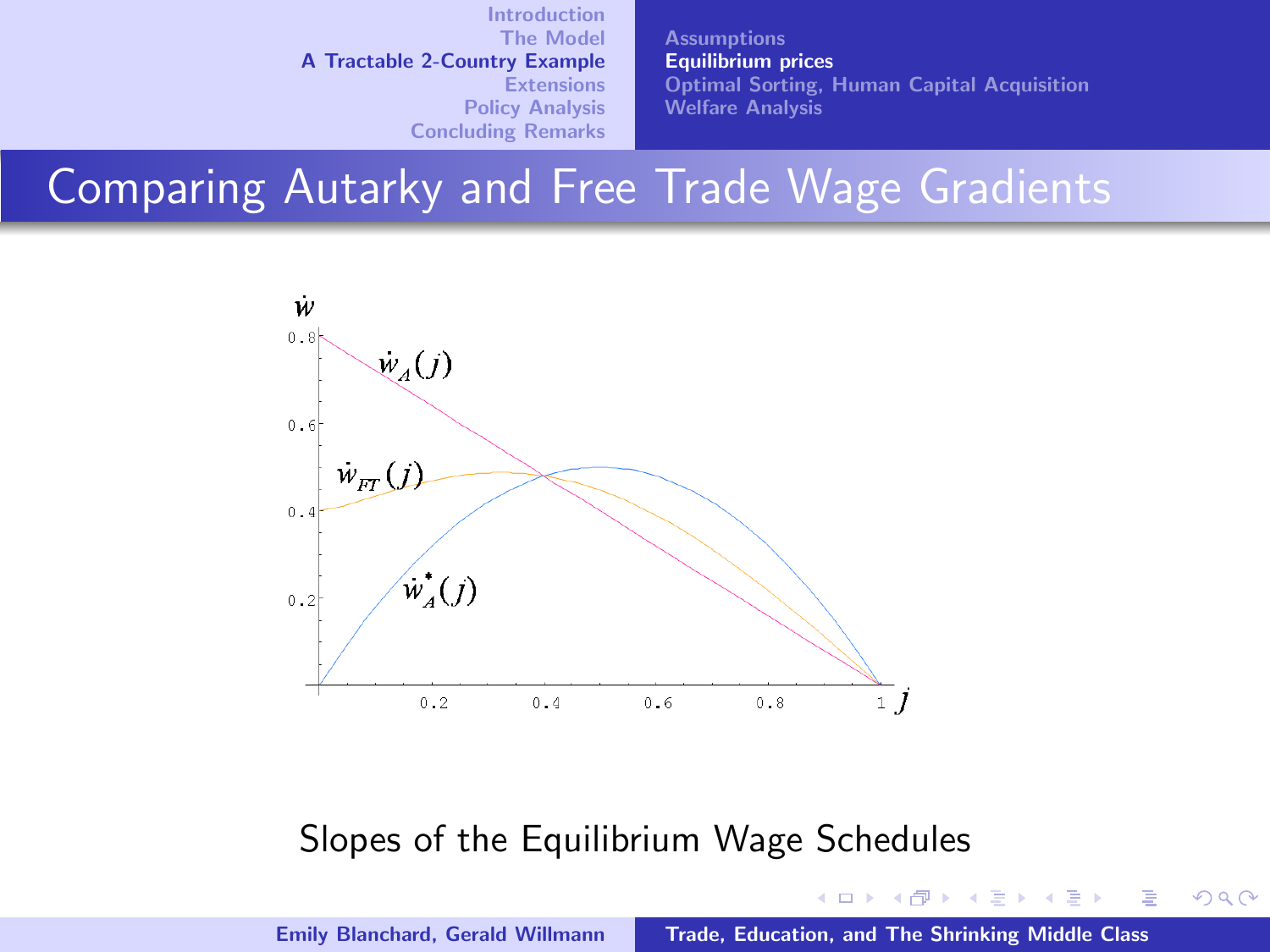# Comparing Autarky and Free Trade Wage Gradients

$\dot{w}$

0.8

0.6

0.4

0.2

0.2

0.4

0.6

0.8

1

$j$

$\dot{w}_A(j)$

$\dot{w}_{FT}(j)$

$\dot{w}^*_A(j)$

Slopes of the Equilibrium Wage Schedules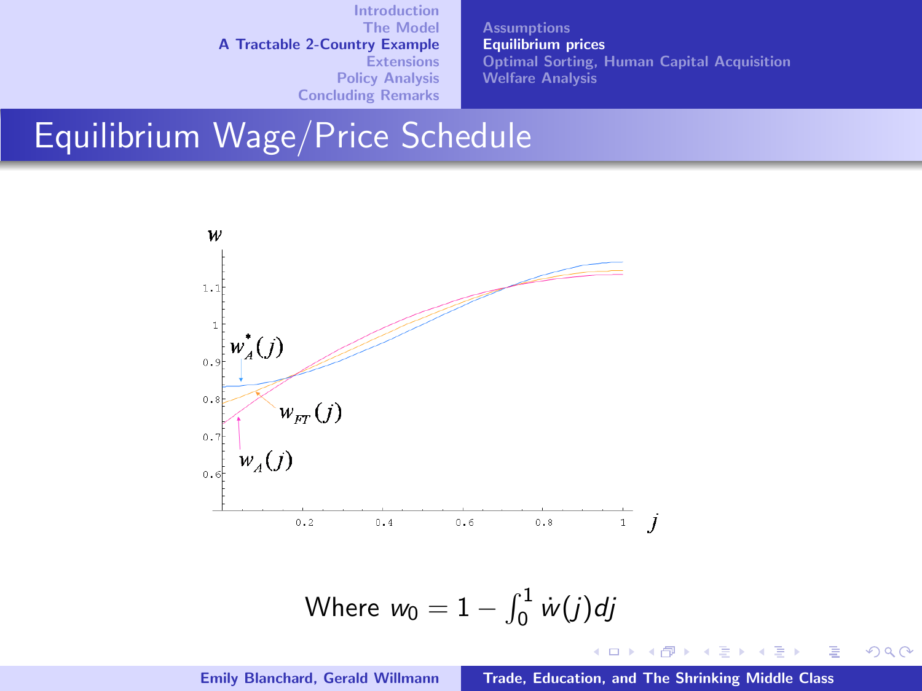# Equilibrium Wage/Price Schedule

$w$

1.1

1

0.9

0.8

0.7

0.6

$w_A^*(j)$

$w_{FT}(j)$

$w_A(j)$

0.2

0.4

0.6

0.8

1

$j$

Where $w_0 = 1 - \int_0^1 \dot{w}(j)dj$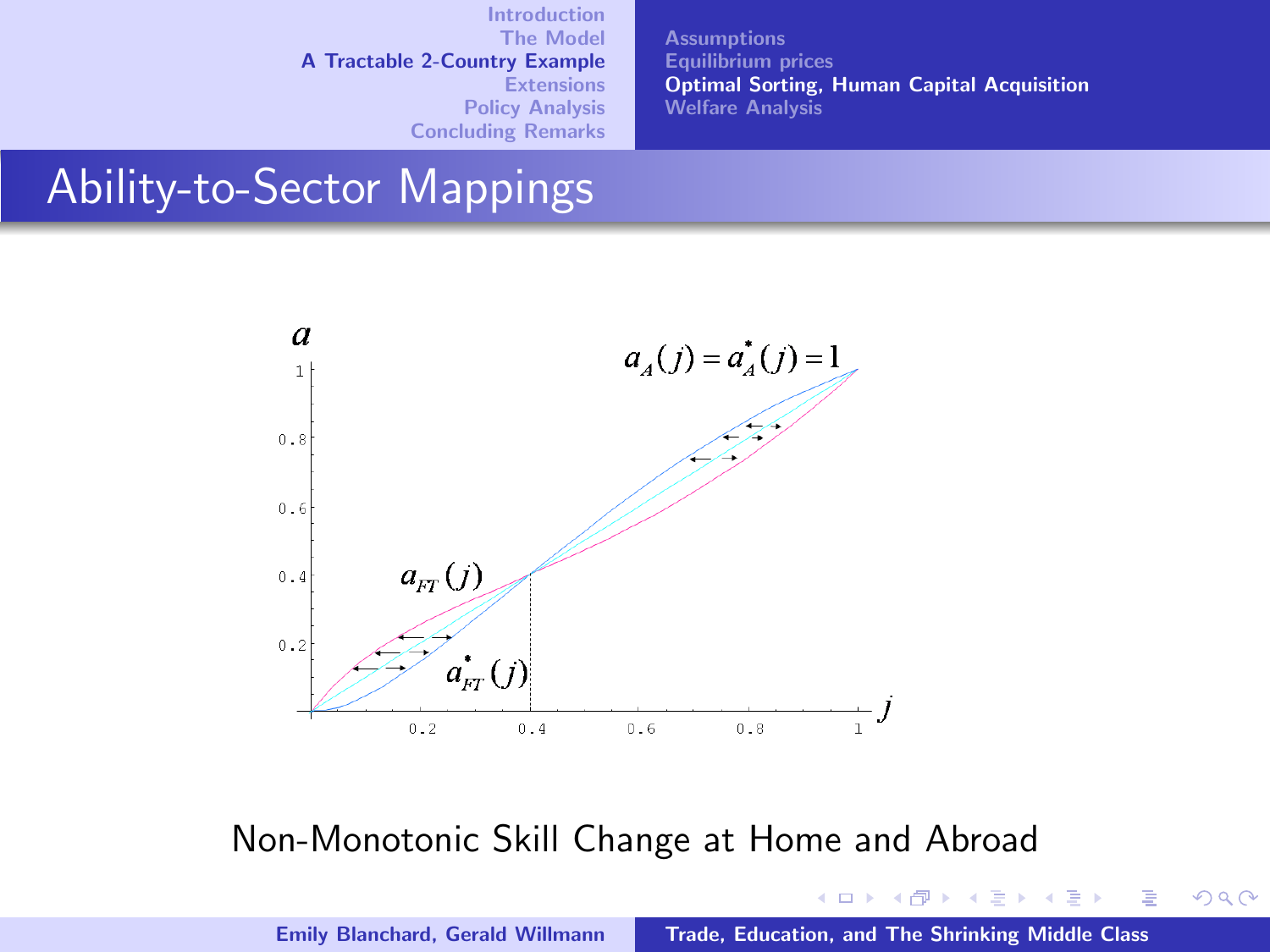# Ability-to-Sector Mappings

$a$

1

0.8

0.6

0.4

0.2

0.2 0.4 0.6 0.8 1 $j$

$a_A(j) = a_A^*(j) = 1$

$a_{FT}(j)$

$a_{FT}^*(j)$

Non-Monotonic Skill Change at Home and Abroad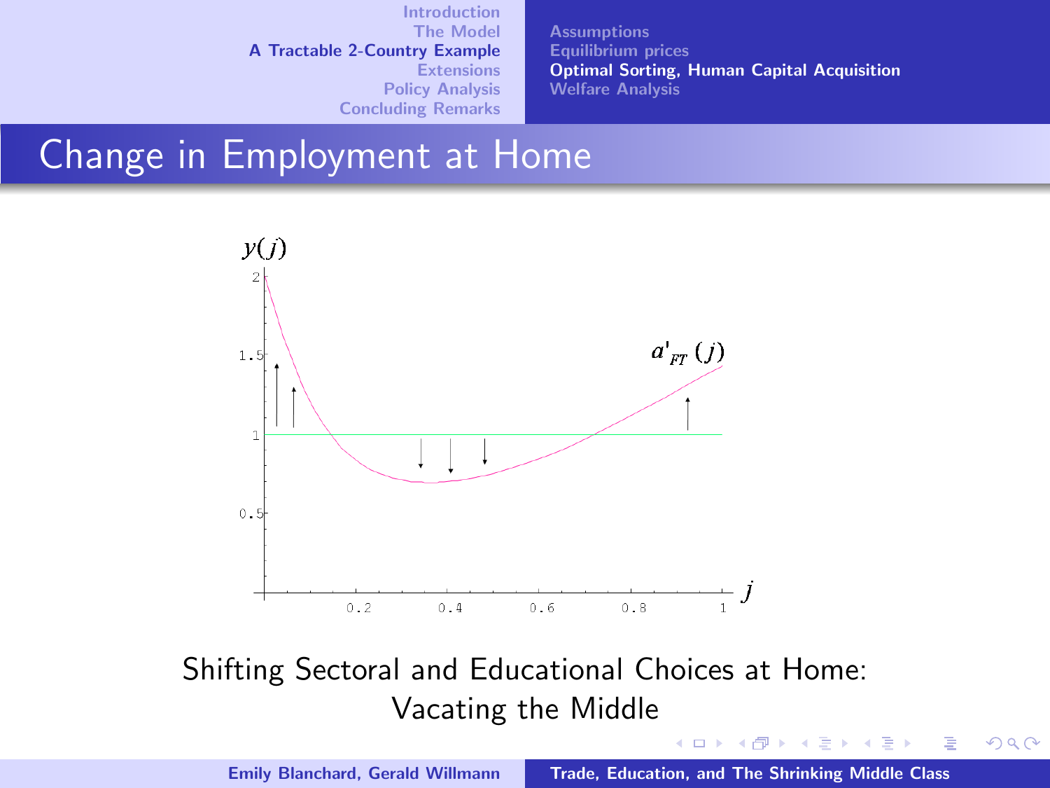# Change in Employment at Home

$y(j)$

2

1.5

1

0.5

0.2 0.4 0.6 0.8 1

$j$

$a'_{FT}(j)$

Shifting Sectoral and Educational Choices at Home: Vacating the Middle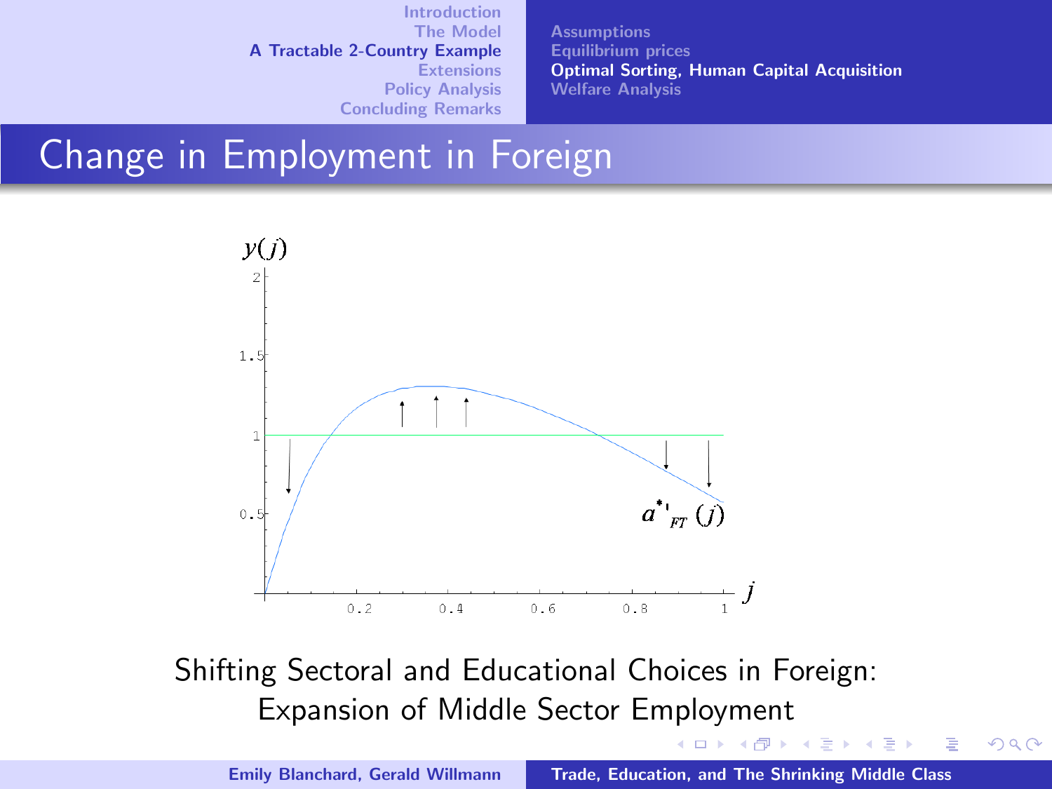# Change in Employment in Foreign

$y(j)$

2

1.5

1

0.5

0.2 0.4 0.6 0.8 1

$j$

$a^{*'}_{FT}(j)$

Shifting Sectoral and Educational Choices in Foreign:
Expansion of Middle Sector Employment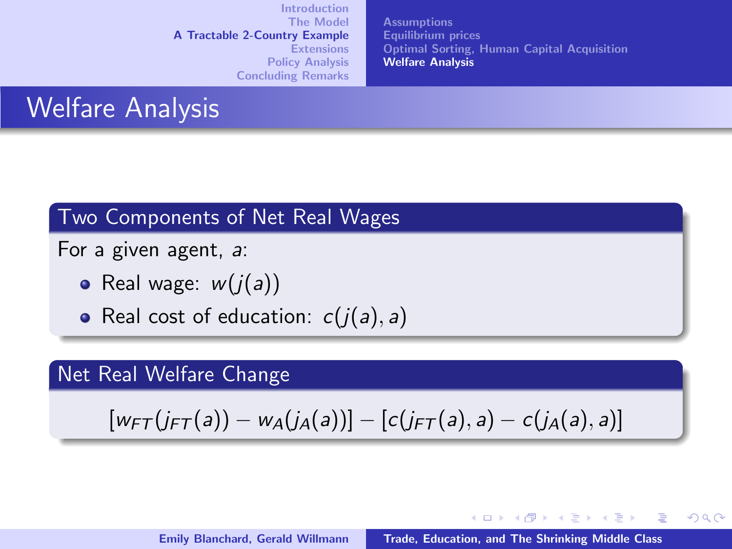# Welfare Analysis

## Two Components of Net Real Wages

For a given agent, $a$:

- Real wage: $w(j(a))$
- Real cost of education: $c(j(a), a)$

## Net Real Welfare Change

$$[w_{FT}(j_{FT}(a)) - w_A(j_A(a))] - [c(j_{FT}(a), a) - c(j_A(a), a)]$$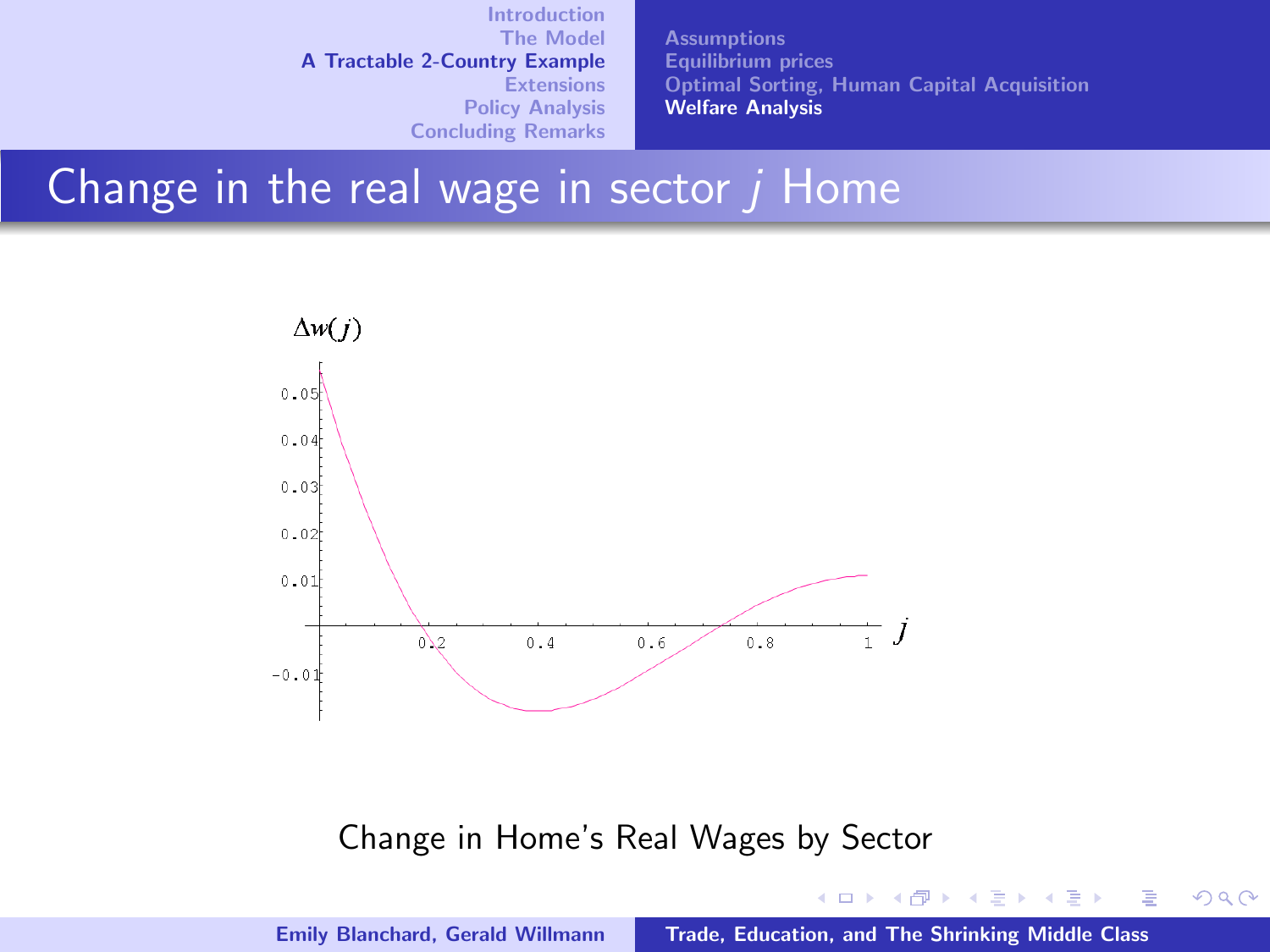# Change in the real wage in sector $j$ Home

$\Delta w(j)$

0.05

0.04

0.03

0.02

0.01

-0.01

0.2

0.4

0.6

0.8

1

$j$

Change in Home's Real Wages by Sector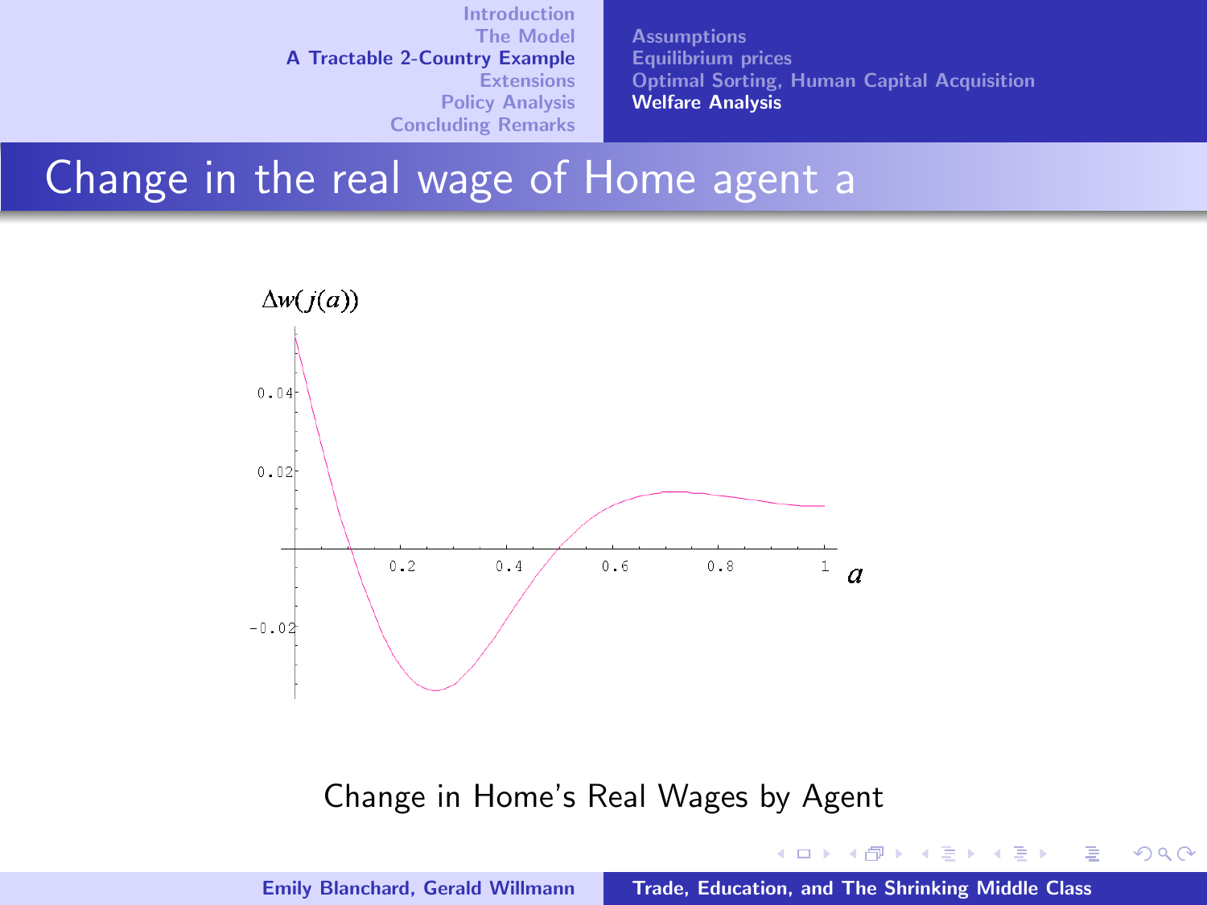# Change in the real wage of Home agent a

$\Delta w(j(a))$

0.04

0.02

-0.02

0.2 0.4 0.6 0.8 1 $a$

Change in Home's Real Wages by Agent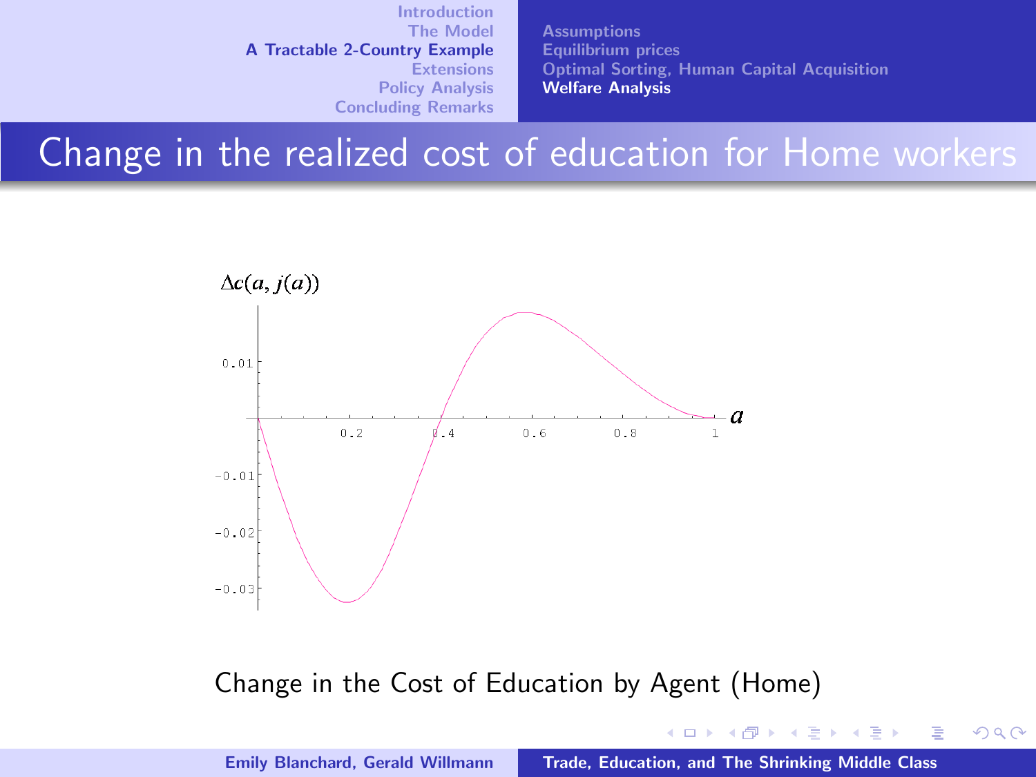## Change in the realized cost of education for Home workers

$\Delta c(a, j(a))$

0.01

-0.01

-0.02

-0.03

0.2

0.4

0.6

0.8

1

$a$

Change in the Cost of Education by Agent (Home)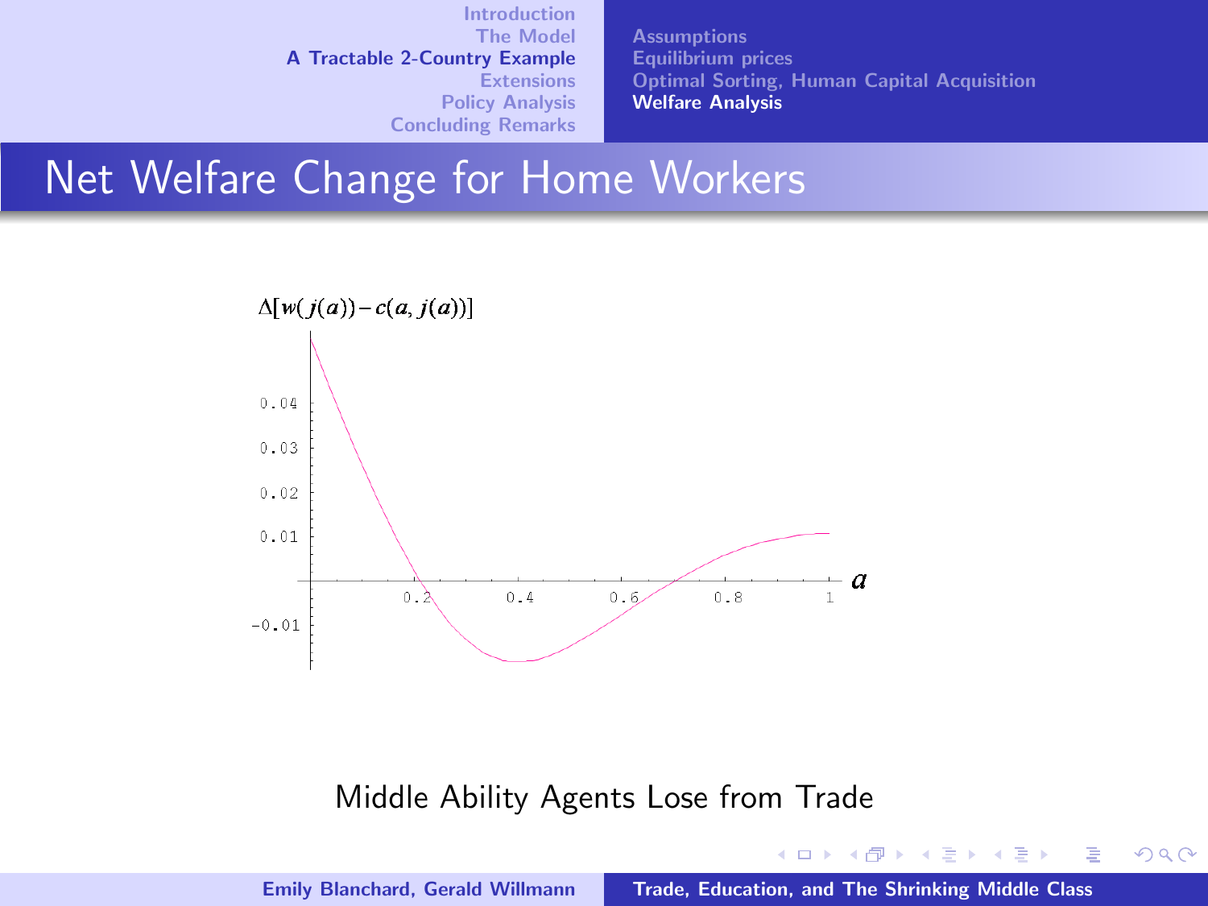# Net Welfare Change for Home Workers

$\Delta[w(j(a)) - c(a, j(a))]$

0.04

0.03

0.02

0.01

-0.01

0.2 0.4 0.6 0.8 1

$a$

Middle Ability Agents Lose from Trade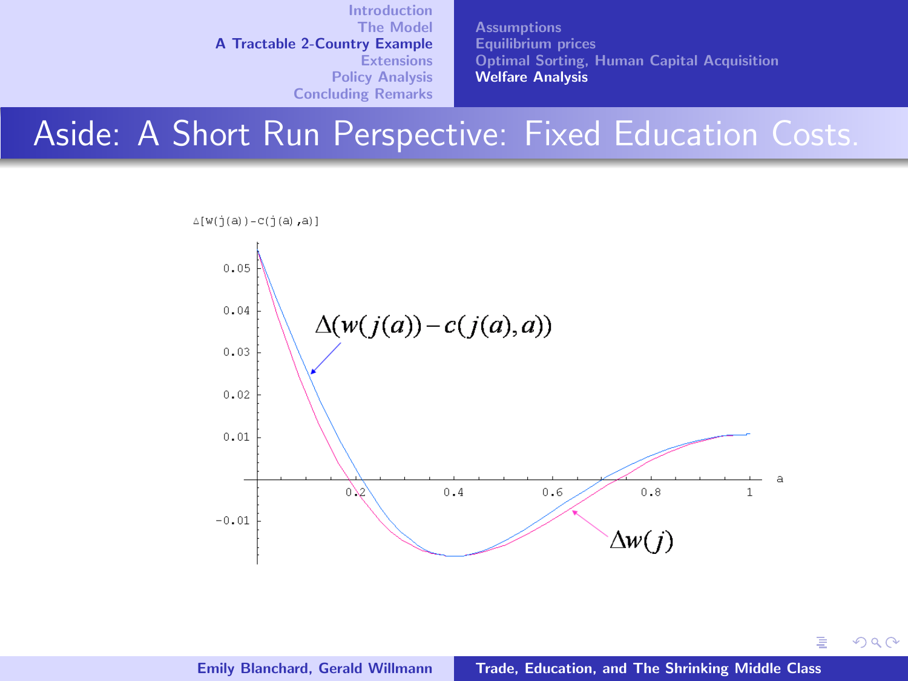# Aside: A Short Run Perspective: Fixed Education Costs.

Δ[w(j(a))-c(j(a),a)]

0.05

0.04

0.03

0.02

0.01

-0.01

0.2

0.4

0.6

0.8

1

a

$\Delta(w(j(a)) - c(j(a), a))$

$\Delta w(j)$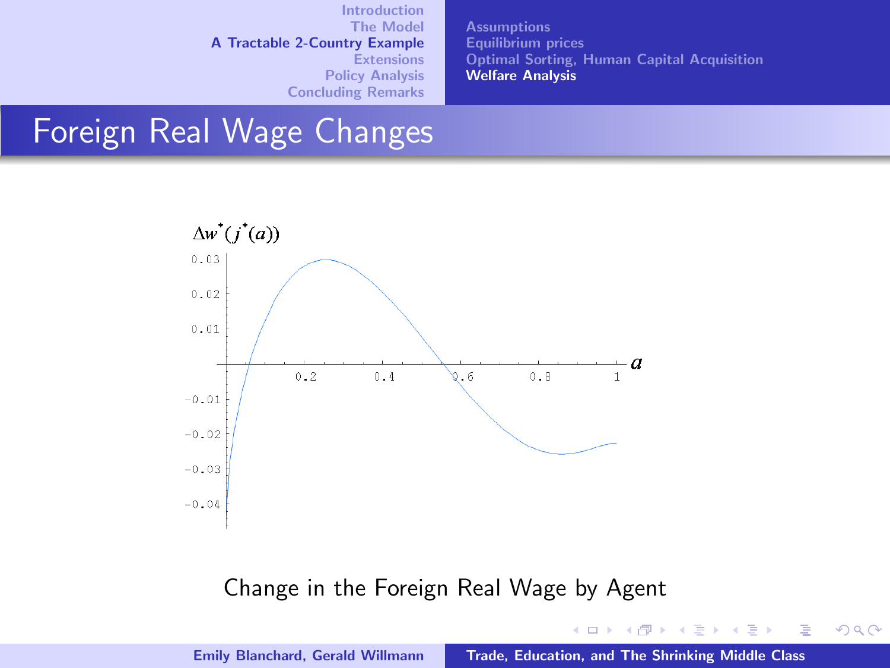# Foreign Real Wage Changes

$\Delta w^*(j^*(a))$

0.03
0.02
0.01
-0.01
-0.02
-0.03
-0.04

0.2
0.4
0.6
0.8
1
$a$

Change in the Foreign Real Wage by Agent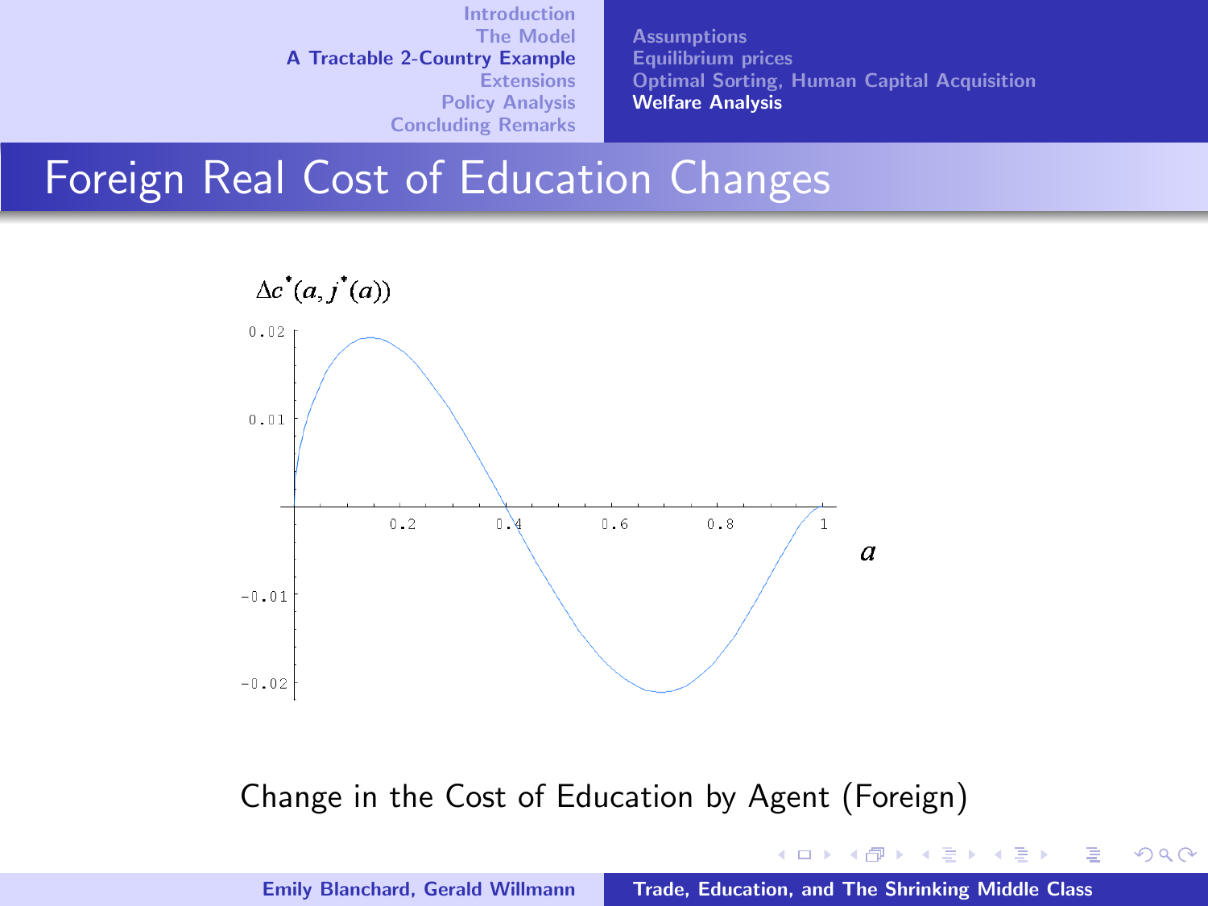# Foreign Real Cost of Education Changes

$\Delta c^*(a, j^*(a))$

Change in the Cost of Education by Agent (Foreign)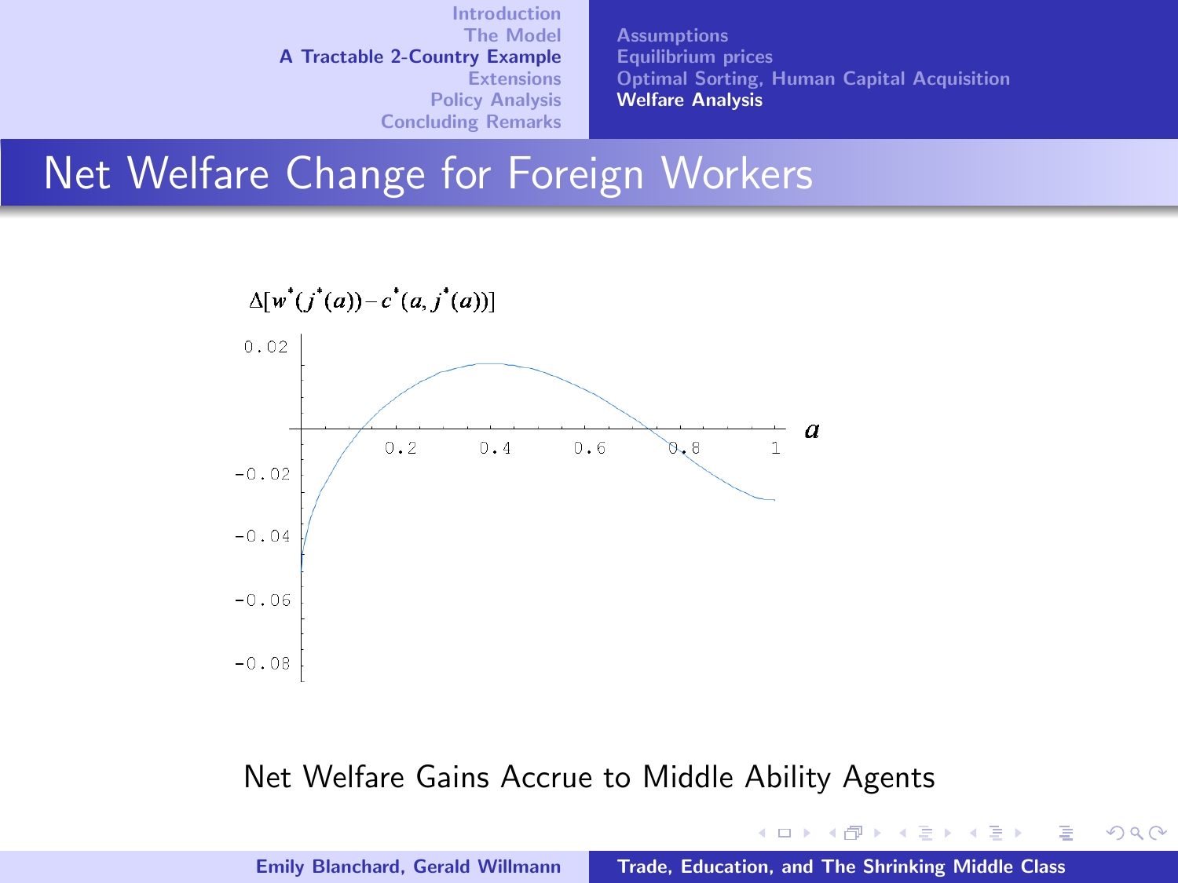# Net Welfare Change for Foreign Workers

$\Delta[w^*(j^*(a)) - c^*(a, j^*(a))]$

0.02

-0.02

-0.04

-0.06

-0.08

0.2 0.4 0.6 0.8 1

$a$

Net Welfare Gains Accrue to Middle Ability Agents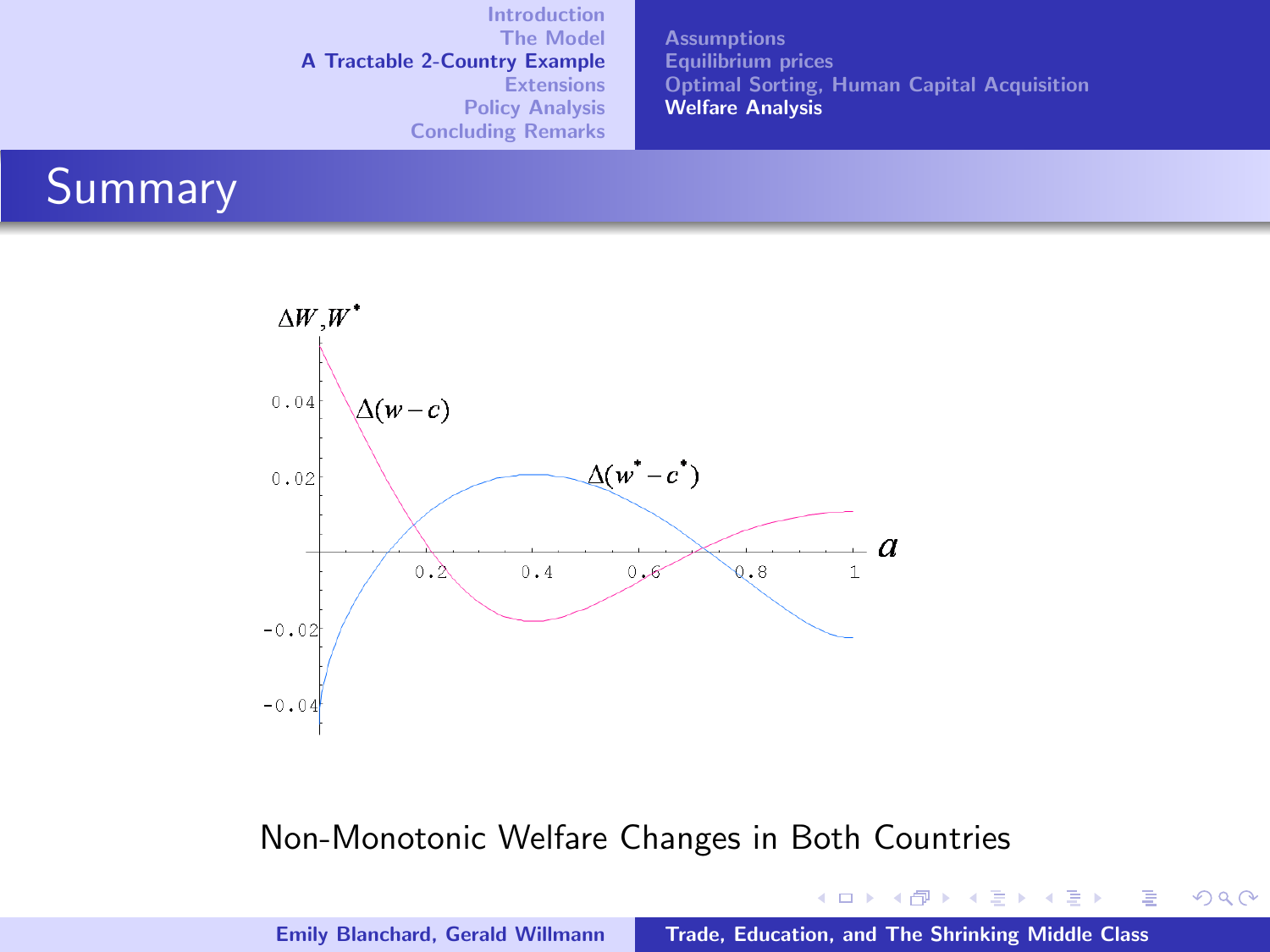# Summary

$\Delta W, W^*$

0.04

0.02

-0.02

-0.04

$\Delta(w-c)$

$\Delta(w^*-c^*)$

0.2 0.4 0.6 0.8 1

$a$

Non-Monotonic Welfare Changes in Both Countries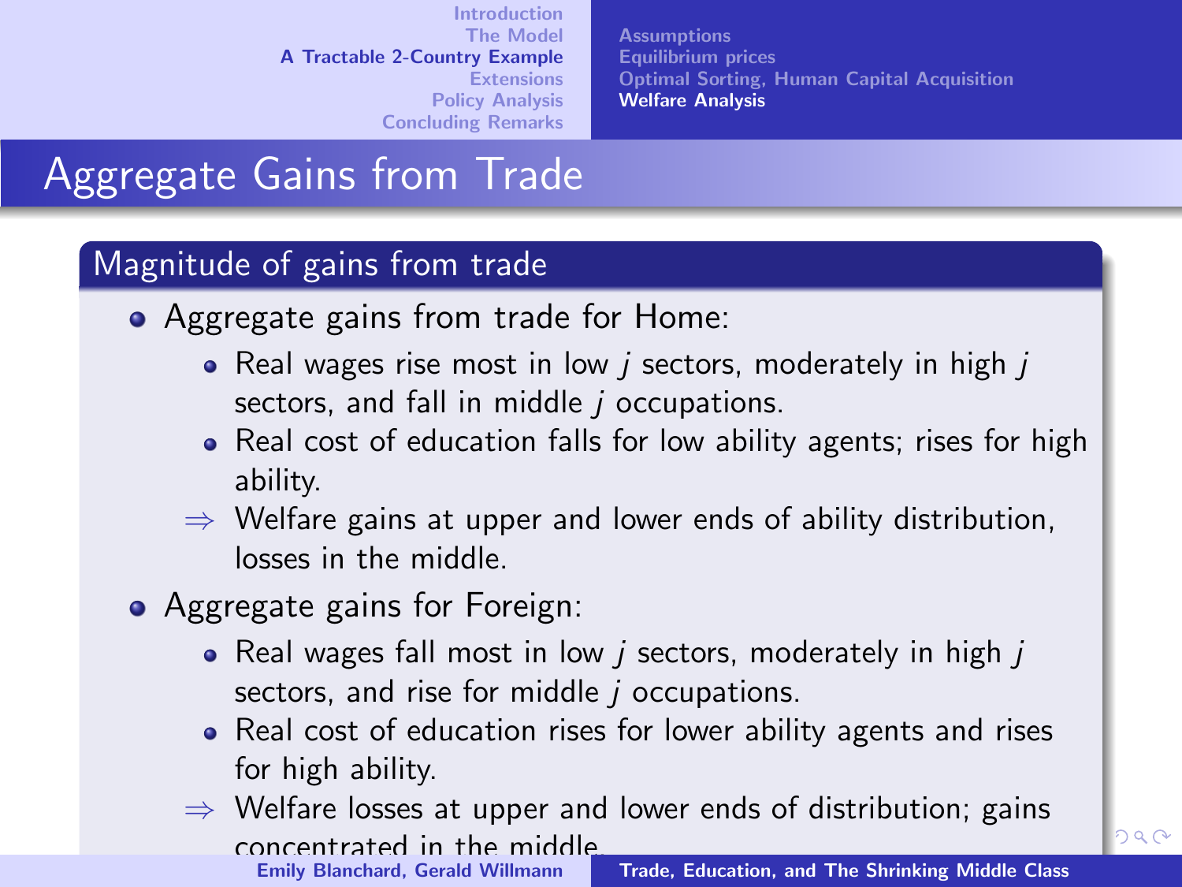# Aggregate Gains from Trade

## Magnitude of gains from trade

- Aggregate gains from trade for Home:
  - Real wages rise most in low $j$ sectors, moderately in high $j$ sectors, and fall in middle $j$ occupations.
  - Real cost of education falls for low ability agents; rises for high ability.
  - $\Rightarrow$ Welfare gains at upper and lower ends of ability distribution, losses in the middle.
- Aggregate gains for Foreign:
  - Real wages fall most in low $j$ sectors, moderately in high $j$ sectors, and rise for middle $j$ occupations.
  - Real cost of education rises for lower ability agents and rises for high ability.
  - $\Rightarrow$ Welfare losses at upper and lower ends of distribution; gains concentrated in the middle.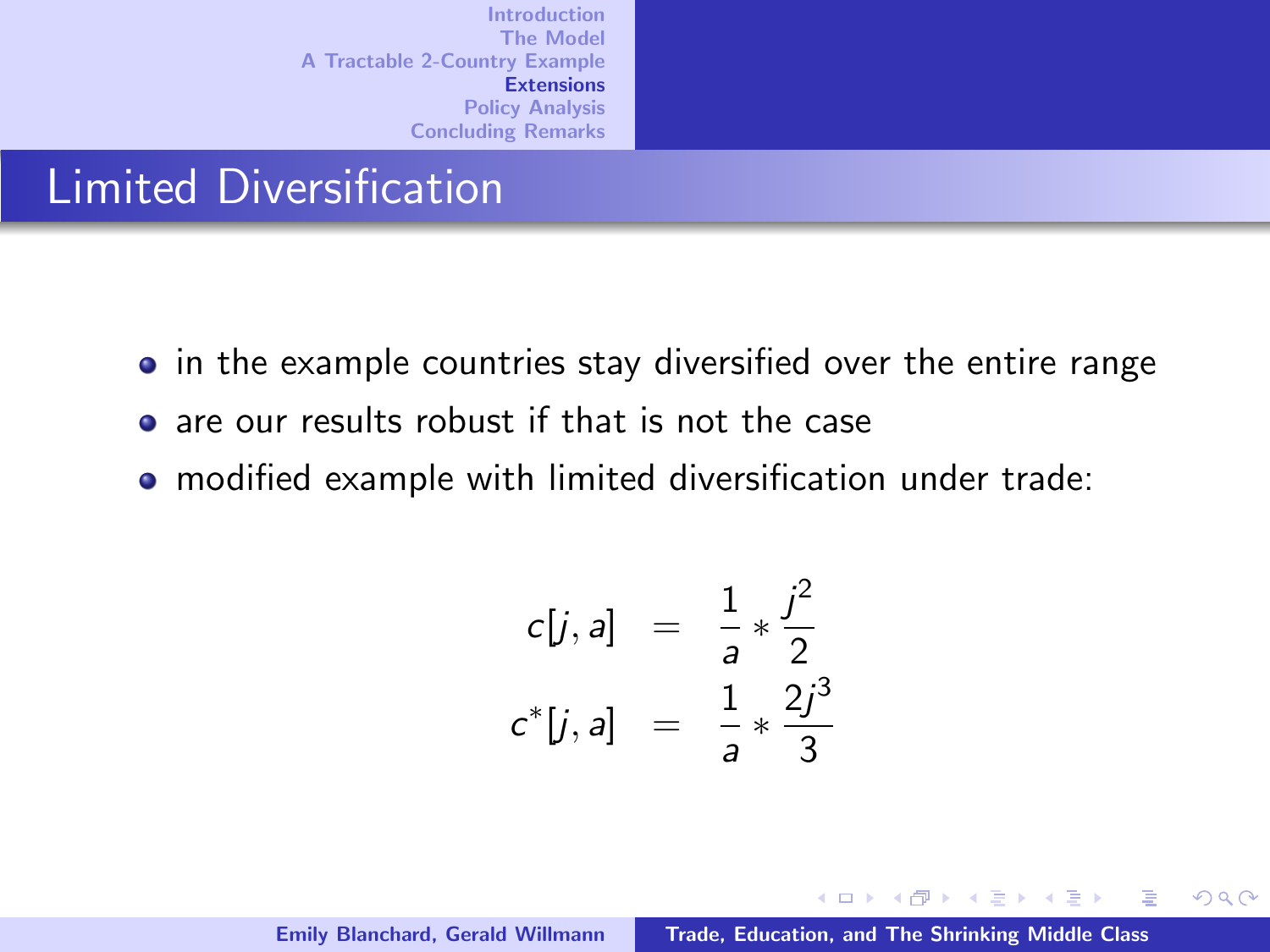## Limited Diversification

- in the example countries stay diversified over the entire range
- are our results robust if that is not the case
- modified example with limited diversification under trade:

$$
\begin{aligned}
c[j, a] &= \frac{1}{a} * \frac{j^2}{2} \\
c^*[j, a] &= \frac{1}{a} * \frac{2j^3}{3}
\end{aligned}
$$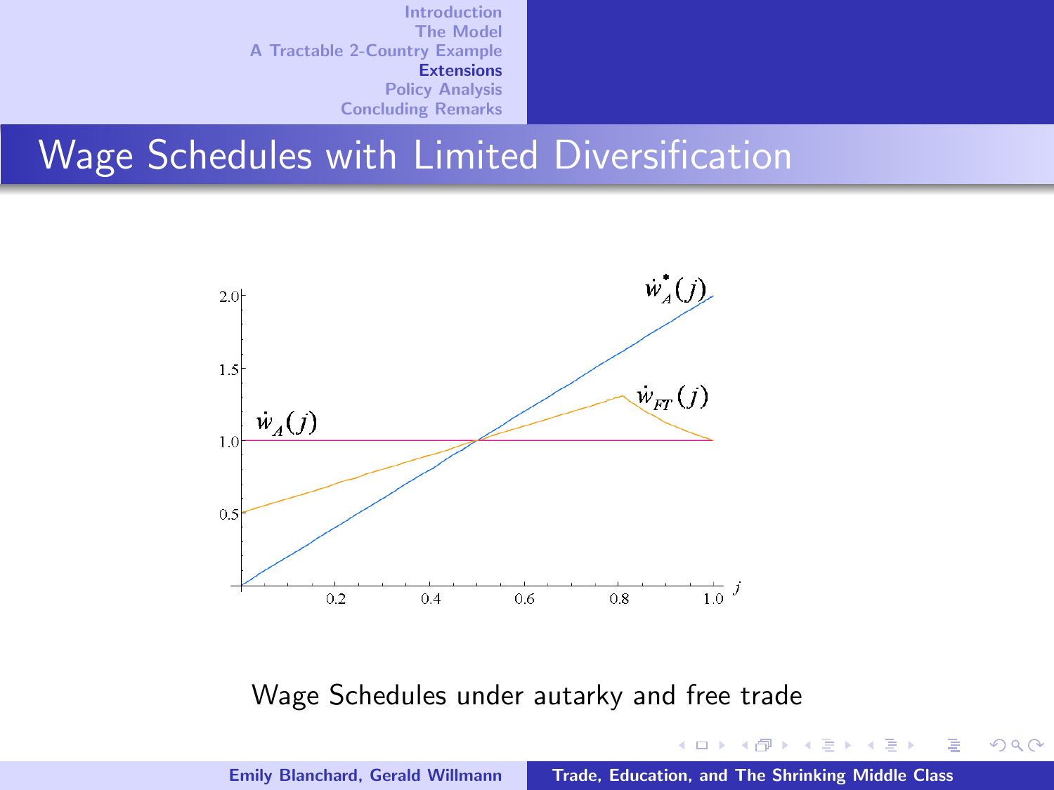# Wage Schedules with Limited Diversification

$\dot{w}^*_A(j)$

$\dot{w}_{FT}(j)$

$\dot{w}_A(j)$

2.0
1.5
1.0
0.5

0.2
0.4
0.6
0.8
1.0
$j$

Wage Schedules under autarky and free trade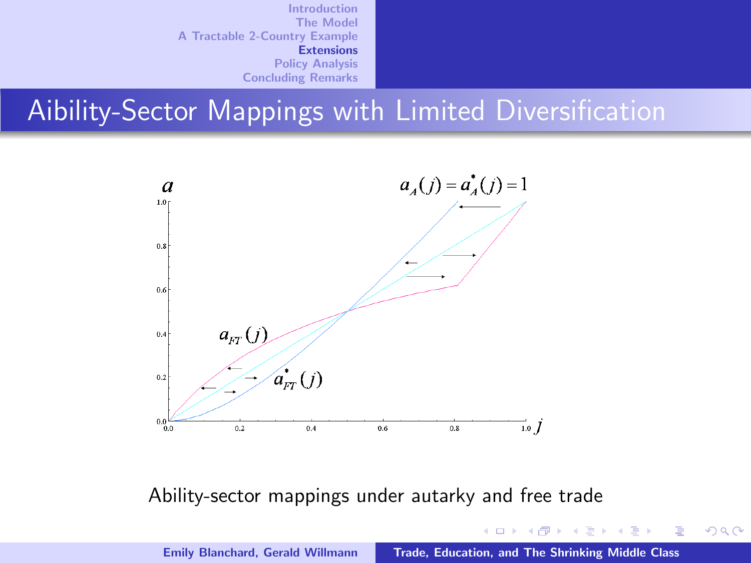# Aibility-Sector Mappings with Limited Diversification

Ability-sector mappings under autarky and free trade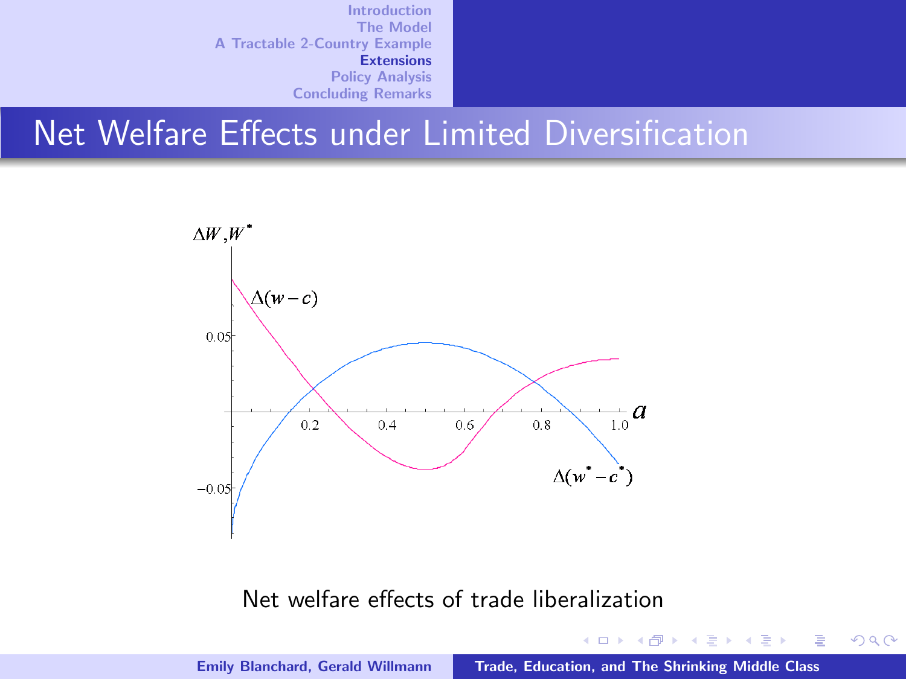# Net Welfare Effects under Limited Diversification

$\Delta W, W^*$

$\Delta(w-c)$

0.05

$-0.05$

0.2

0.4

0.6

0.8

1.0

$a$

$\Delta(w^*-c^*)$

Net welfare effects of trade liberalization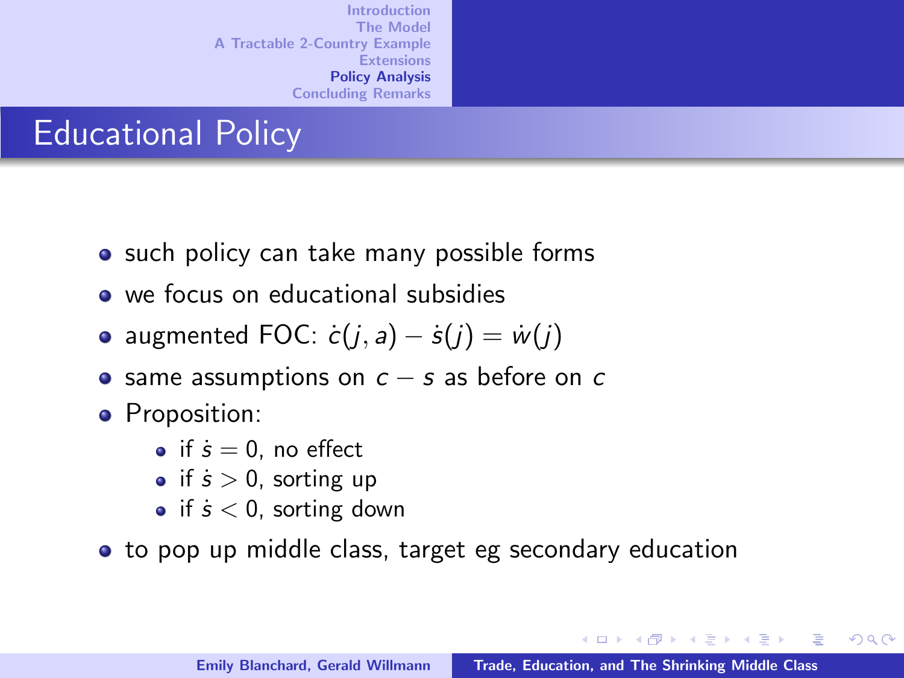## Educational Policy

- such policy can take many possible forms
- we focus on educational subsidies
- augmented FOC: $\dot{c}(j, a) - \dot{s}(j) = \dot{w}(j)$
- same assumptions on $c - s$ as before on $c$
- Proposition:
  - if $\dot{s} = 0$, no effect
  - if $\dot{s} > 0$, sorting up
  - if $\dot{s} < 0$, sorting down
- to pop up middle class, target eg secondary education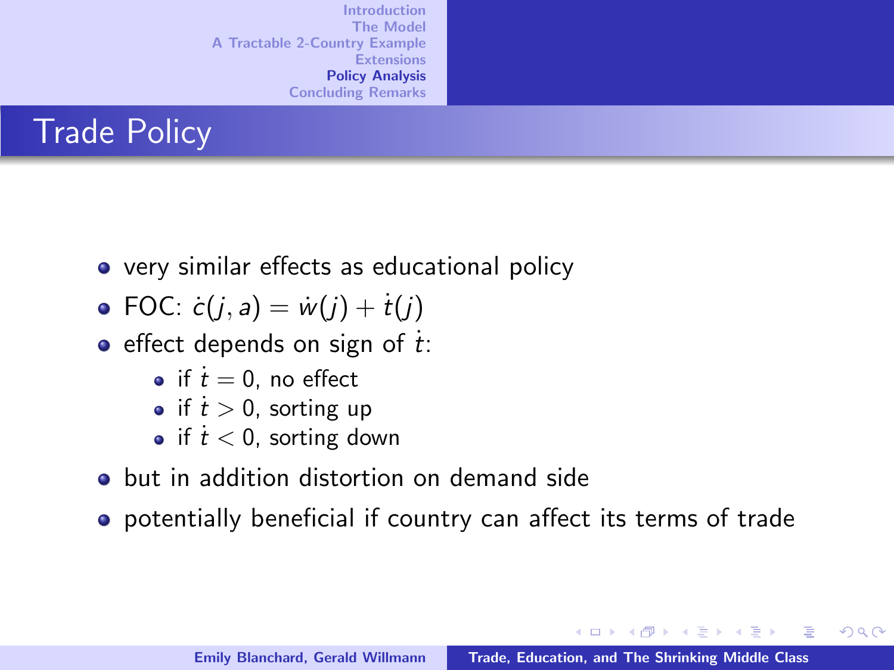# Trade Policy

- very similar effects as educational policy
- FOC: $\dot{c}(j, a) = \dot{w}(j) + \dot{t}(j)$
- effect depends on sign of $\dot{t}$:
  - if $\dot{t} = 0$, no effect
  - if $\dot{t} > 0$, sorting up
  - if $\dot{t} < 0$, sorting down
- but in addition distortion on demand side
- potentially beneficial if country can affect its terms of trade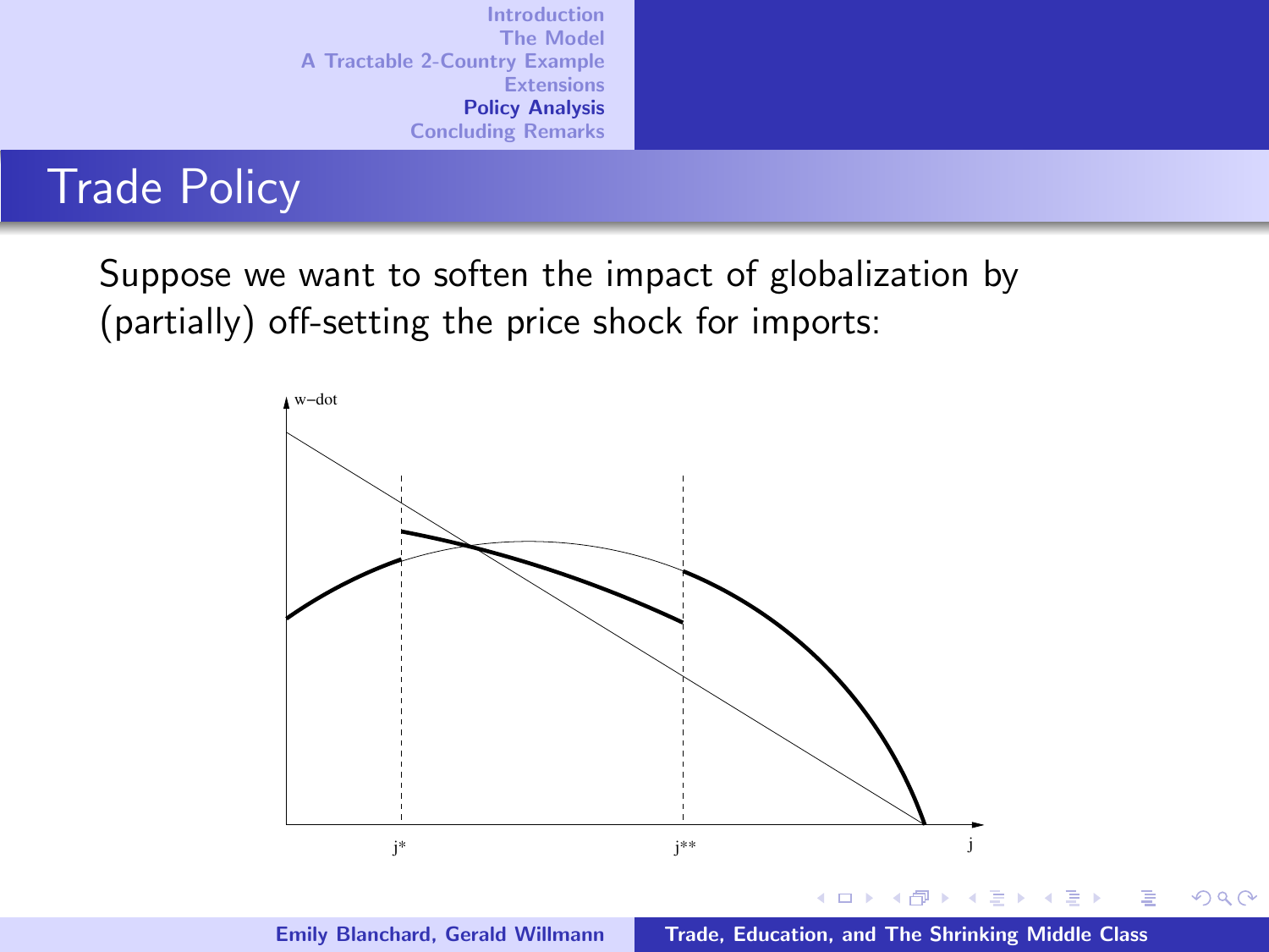# Trade Policy

Suppose we want to soften the impact of globalization by (partially) off-setting the price shock for imports:

w−dot

j*

j**

j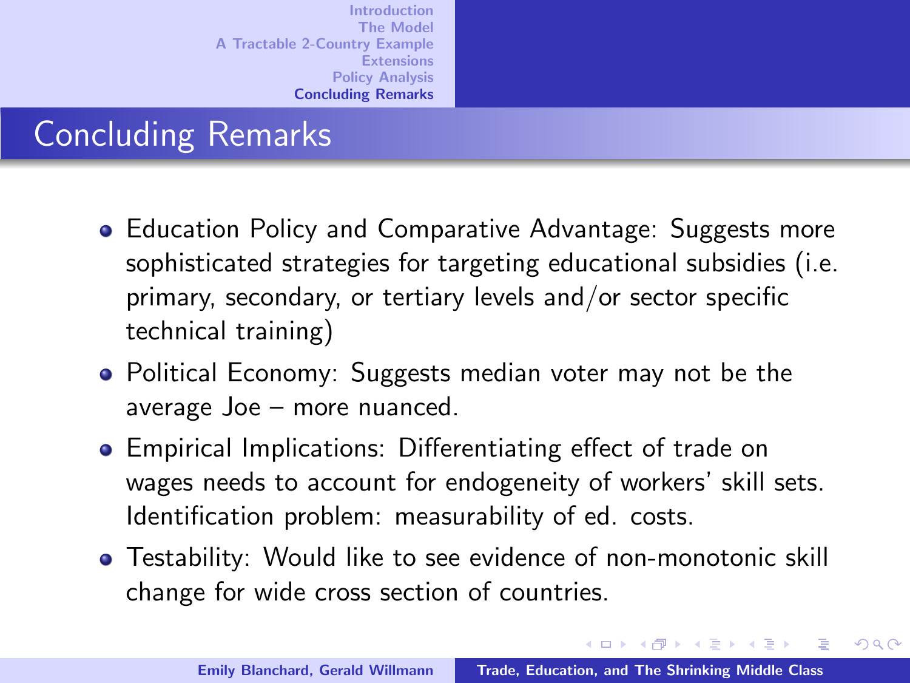# Concluding Remarks

- Education Policy and Comparative Advantage: Suggests more sophisticated strategies for targeting educational subsidies (i.e. primary, secondary, or tertiary levels and/or sector specific technical training)
- Political Economy: Suggests median voter may not be the average Joe – more nuanced.
- Empirical Implications: Differentiating effect of trade on wages needs to account for endogeneity of workers' skill sets. Identification problem: measurability of ed. costs.
- Testability: Would like to see evidence of non-monotonic skill change for wide cross section of countries.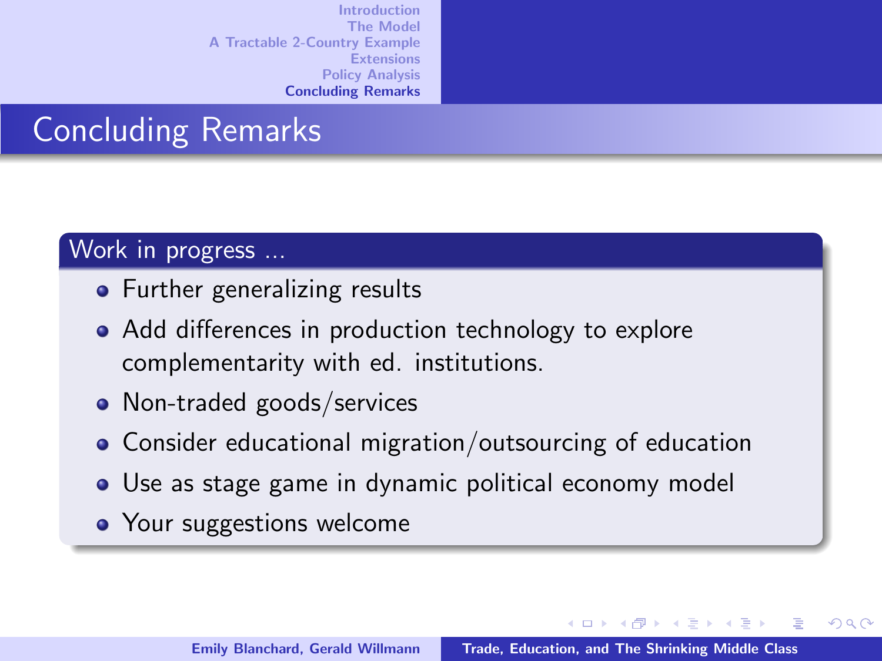# Concluding Remarks

## Work in progress ...

- Further generalizing results
- Add differences in production technology to explore complementarity with ed. institutions.
- Non-traded goods/services
- Consider educational migration/outsourcing of education
- Use as stage game in dynamic political economy model
- Your suggestions welcome